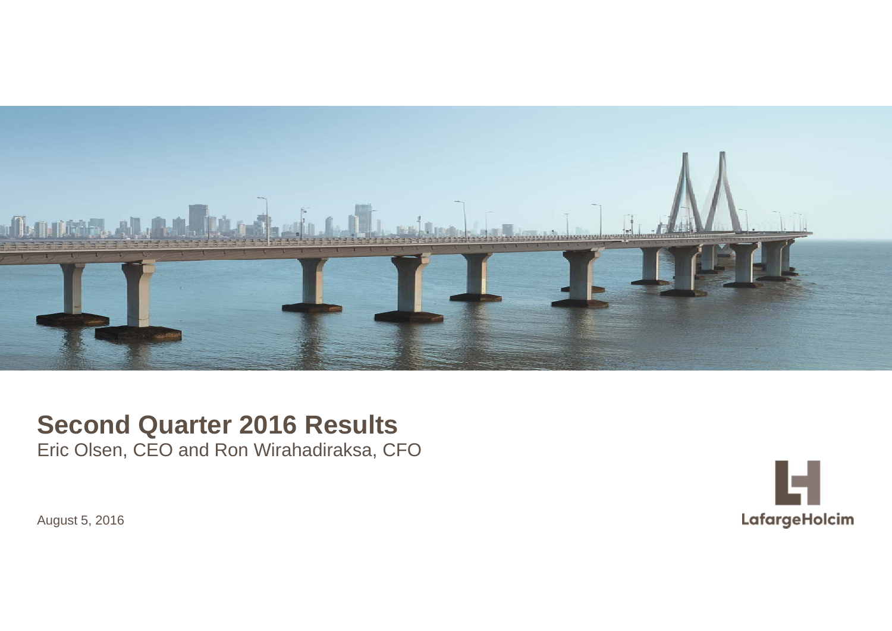# Second Quarter 2016 Results

Eric Olsen, CEO and Ron Wirahadiraksa, CFO

August 5, 2016

LafargeHolcim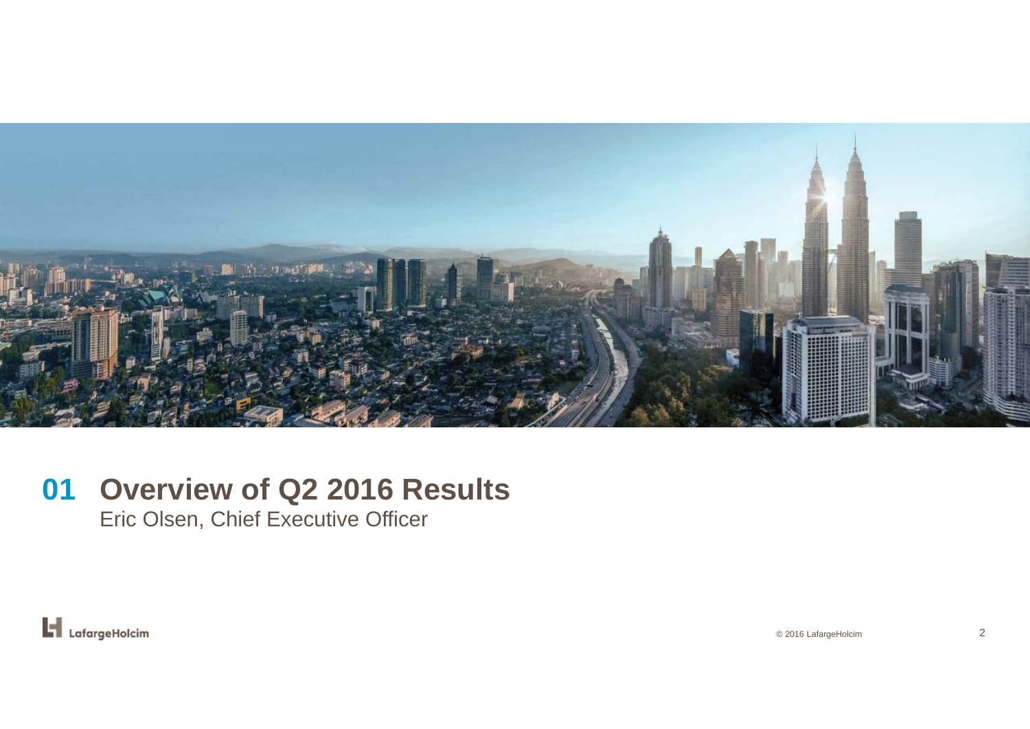# 01 Overview of Q2 2016 Results

Eric Olsen, Chief Executive Officer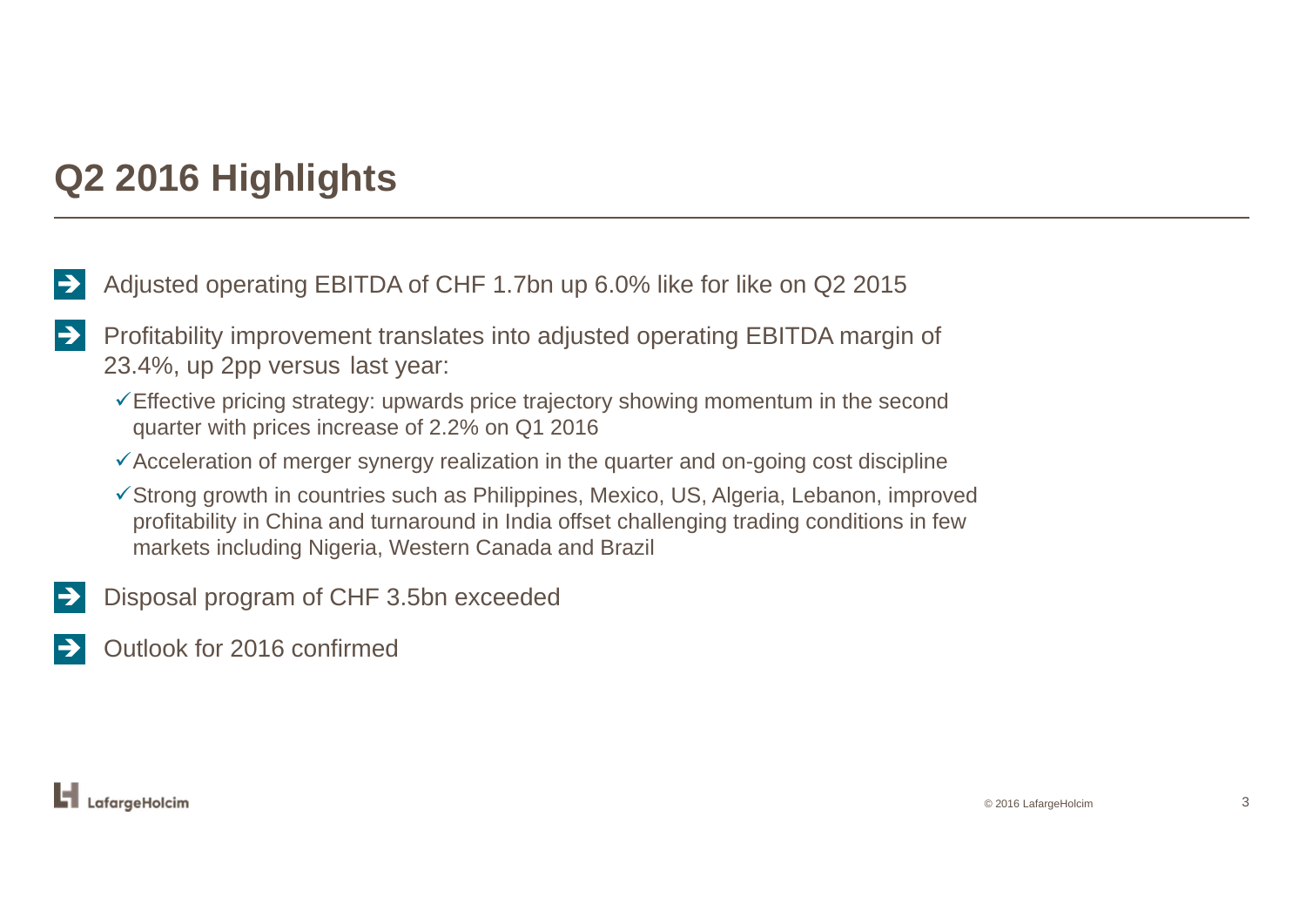# Q2 2016 Highlights

- Adjusted operating EBITDA of CHF 1.7bn up 6.0% like for like on Q2 2015
- Profitability improvement translates into adjusted operating EBITDA margin of 23.4%, up 2pp versus last year:
  - ✓ Effective pricing strategy: upwards price trajectory showing momentum in the second quarter with prices increase of 2.2% on Q1 2016
  - ✓ Acceleration of merger synergy realization in the quarter and on-going cost discipline
  - ✓ Strong growth in countries such as Philippines, Mexico, US, Algeria, Lebanon, improved profitability in China and turnaround in India offset challenging trading conditions in few markets including Nigeria, Western Canada and Brazil
- Disposal program of CHF 3.5bn exceeded
- Outlook for 2016 confirmed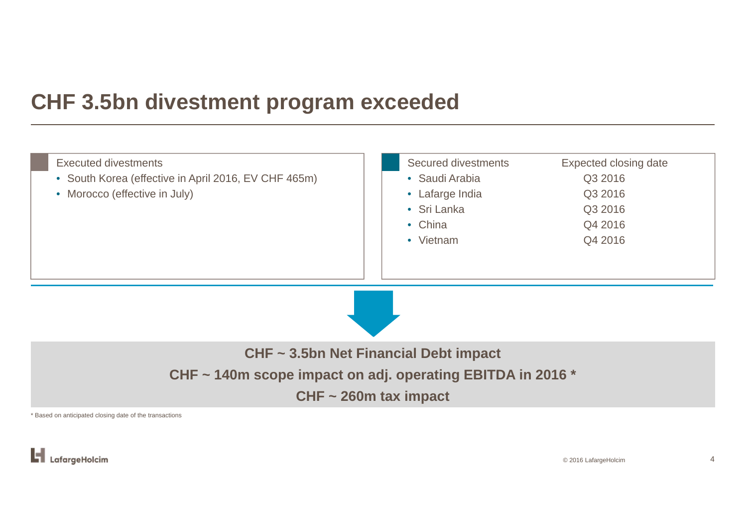# CHF 3.5bn divestment program exceeded

**Executed divestments**

- South Korea (effective in April 2016, EV CHF 465m)
- Morocco (effective in July)

| Secured divestments | Expected closing date |
|---|---|
| Saudi Arabia | Q3 2016 |
| Lafarge India | Q3 2016 |
| Sri Lanka | Q3 2016 |
| China | Q4 2016 |
| Vietnam | Q4 2016 |

**CHF ~ 3.5bn Net Financial Debt impact**

**CHF ~ 140m scope impact on adj. operating EBITDA in 2016 ***

**CHF ~ 260m tax impact**

* Based on anticipated closing date of the transactions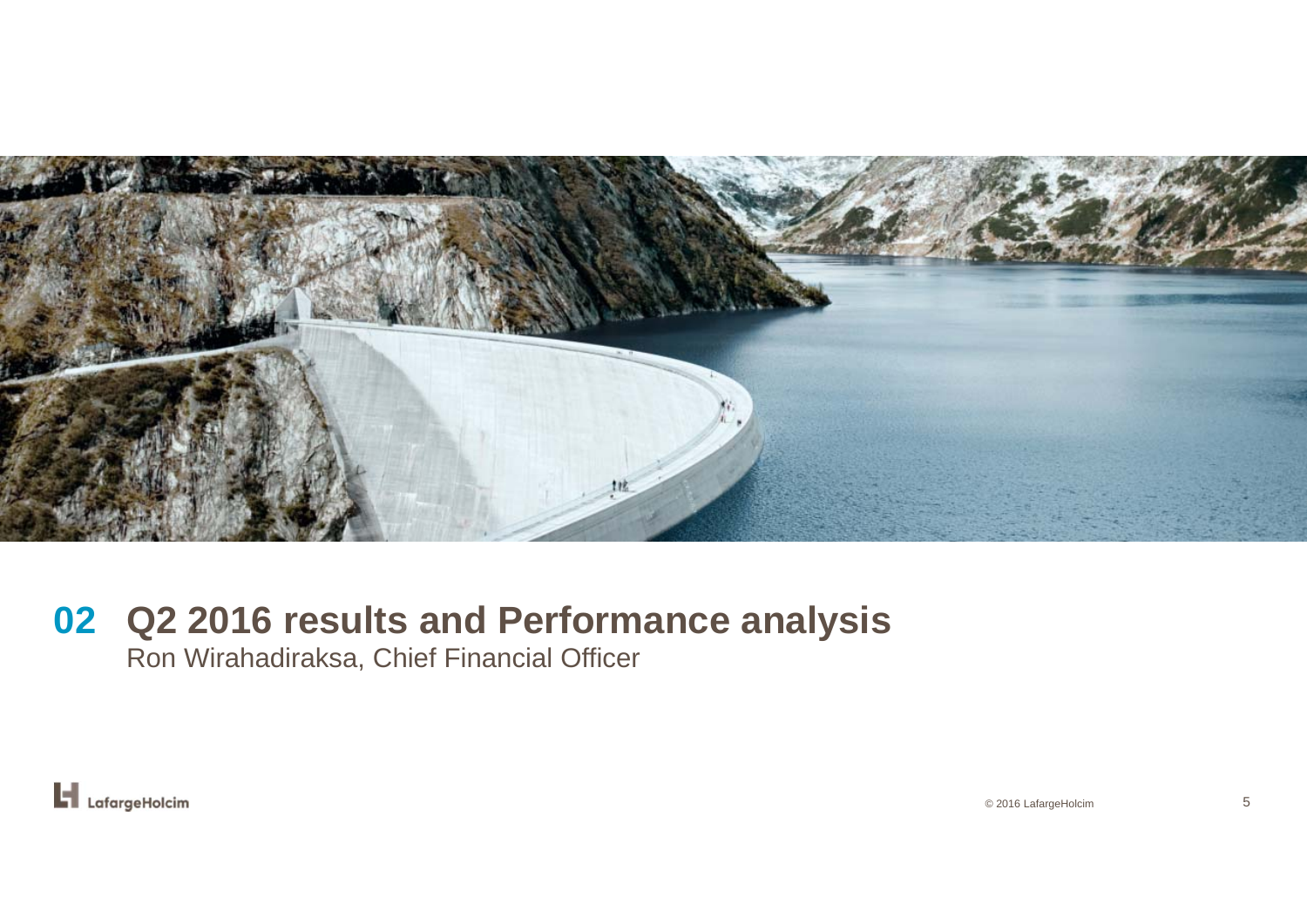# 02 Q2 2016 results and Performance analysis

Ron Wirahadiraksa, Chief Financial Officer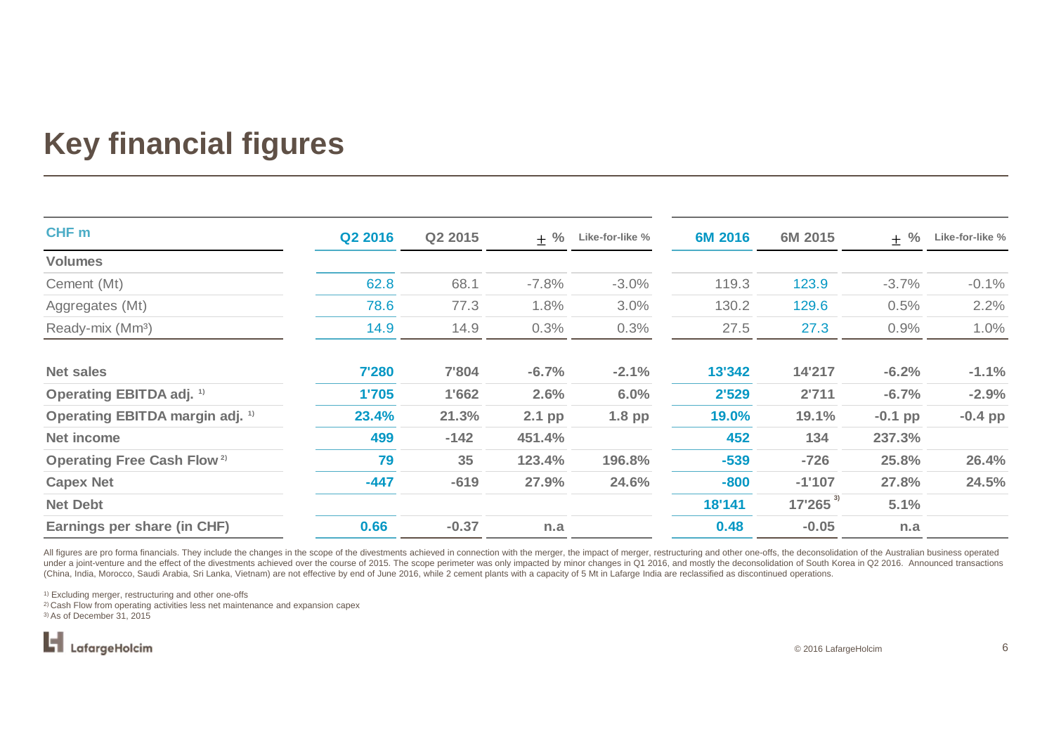# Key financial figures

| CHF m | Q2 2016 | Q2 2015 | ± % | Like-for-like % | 6M 2016 | 6M 2015 | ± % | Like-for-like % |
|---|---|---|---|---|---|---|---|---|
| **Volumes** | | | | | | | | |
| Cement (Mt) | 62.8 | 68.1 | -7.8% | -3.0% | 119.3 | 123.9 | -3.7% | -0.1% |
| Aggregates (Mt) | 78.6 | 77.3 | 1.8% | 3.0% | 130.2 | 129.6 | 0.5% | 2.2% |
| Ready-mix ($Mm^3$) | 14.9 | 14.9 | 0.3% | 0.3% | 27.5 | 27.3 | 0.9% | 1.0% |
| **Net sales** | **7'280** | **7'804** | **-6.7%** | **-2.1%** | **13'342** | **14'217** | **-6.2%** | **-1.1%** |
| **Operating EBITDA adj.** [1] | **1'705** | **1'662** | **2.6%** | **6.0%** | **2'529** | **2'711** | **-6.7%** | **-2.9%** |
| **Operating EBITDA margin adj.** [1] | **23.4%** | **21.3%** | **2.1 pp** | **1.8 pp** | **19.0%** | **19.1%** | **-0.1 pp** | **-0.4 pp** |
| **Net income** | **499** | **-142** | **451.4%** | | **452** | **134** | **237.3%** | |
| **Operating Free Cash Flow** [2] | **79** | **35** | **123.4%** | **196.8%** | **-539** | **-726** | **25.8%** | **26.4%** |
| **Capex Net** | **-447** | **-619** | **27.9%** | **24.6%** | **-800** | **-1'107** | **27.8%** | **24.5%** |
| **Net Debt** | | | | | **18'141** | **17'265** [3] | **5.1%** | |
| **Earnings per share (in CHF)** | **0.66** | **-0.37** | **n.a** | | **0.48** | **-0.05** | **n.a** | |

All figures are pro forma financials. They include the changes in the scope of the divestments achieved in connection with the merger, the impact of merger, restructuring and other one-offs, the deconsolidation of the Australian business operated under a joint-venture and the effect of the divestments achieved over the course of 2015. The scope perimeter was only impacted by minor changes in Q1 2016, and mostly the deconsolidation of South Korea in Q2 2016. Announced transactions (China, India, Morocco, Saudi Arabia, Sri Lanka, Vietnam) are not effective by end of June 2016, while 2 cement plants with a capacity of 5 Mt in Lafarge India are reclassified as discontinued operations.

[1] Excluding merger, restructuring and other one-offs
[2] Cash Flow from operating activities less net maintenance and expansion capex
[3] As of December 31, 2015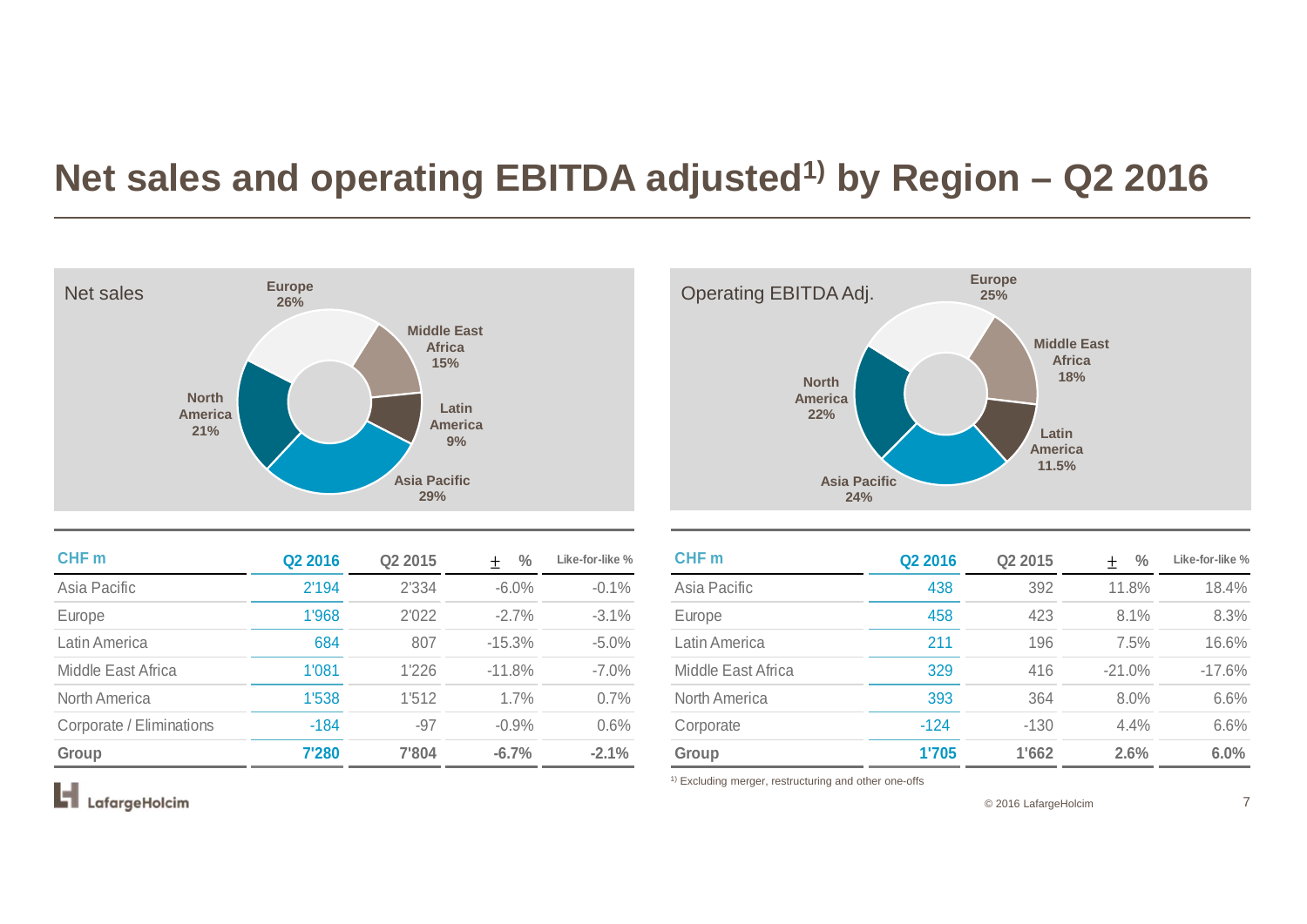# Net sales and operating EBITDA adjusted[1)] by Region – Q2 2016

## Net sales

- Europe 26%
- Middle East Africa 15%
- Latin America 9%
- Asia Pacific 29%
- North America 21%

## Operating EBITDA Adj.

- Europe 25%
- Middle East Africa 18%
- Latin America 11.5%
- Asia Pacific 24%
- North America 22%

| CHF m | Q2 2016 | Q2 2015 | ± % | Like-for-like % |
|---|---|---|---|---|
| Asia Pacific | 2'194 | 2'334 | -6.0% | -0.1% |
| Europe | 1'968 | 2'022 | -2.7% | -3.1% |
| Latin America | 684 | 807 | -15.3% | -5.0% |
| Middle East Africa | 1'081 | 1'226 | -11.8% | -7.0% |
| North America | 1'538 | 1'512 | 1.7% | 0.7% |
| Corporate / Eliminations | -184 | -97 | -0.9% | 0.6% |
| **Group** | **7'280** | **7'804** | **-6.7%** | **-2.1%** |

| CHF m | Q2 2016 | Q2 2015 | ± % | Like-for-like % |
|---|---|---|---|---|
| Asia Pacific | 438 | 392 | 11.8% | 18.4% |
| Europe | 458 | 423 | 8.1% | 8.3% |
| Latin America | 211 | 196 | 7.5% | 16.6% |
| Middle East Africa | 329 | 416 | -21.0% | -17.6% |
| North America | 393 | 364 | 8.0% | 6.6% |
| Corporate | -124 | -130 | 4.4% | 6.6% |
| **Group** | **1'705** | **1'662** | **2.6%** | **6.0%** |

[1)] Excluding merger, restructuring and other one-offs

© 2016 LafargeHolcim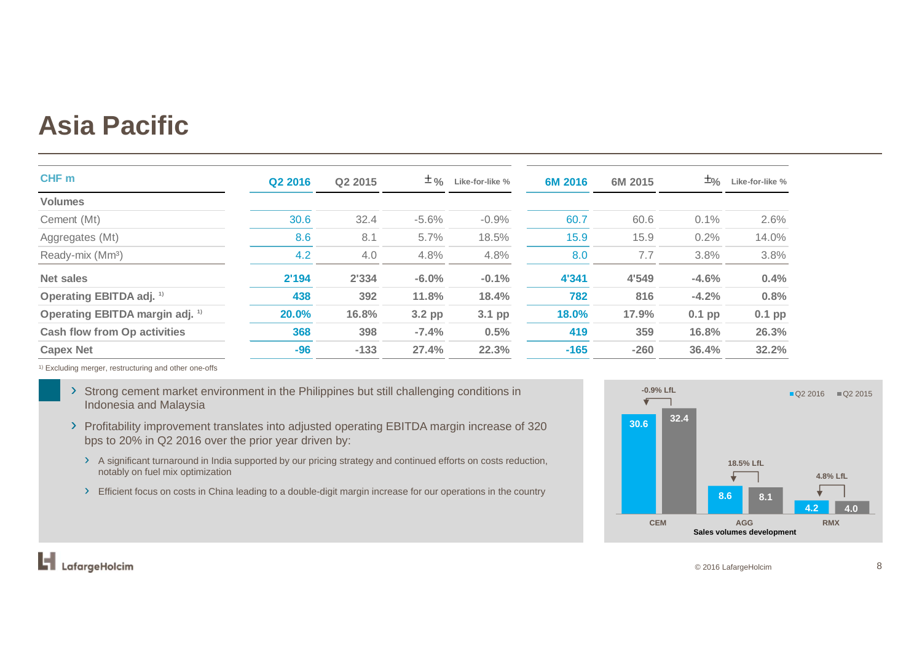# Asia Pacific

| CHF m | Q2 2016 | Q2 2015 | ±% | Like-for-like % | 6M 2016 | 6M 2015 | ±% | Like-for-like % |
|---|---|---|---|---|---|---|---|---|
| **Volumes** | | | | | | | | |
| Cement (Mt) | 30.6 | 32.4 | -5.6% | -0.9% | 60.7 | 60.6 | 0.1% | 2.6% |
| Aggregates (Mt) | 8.6 | 8.1 | 5.7% | 18.5% | 15.9 | 15.9 | 0.2% | 14.0% |
| Ready-mix (Mm³) | 4.2 | 4.0 | 4.8% | 4.8% | 8.0 | 7.7 | 3.8% | 3.8% |
| **Net sales** | **2'194** | **2'334** | **-6.0%** | **-0.1%** | **4'341** | **4'549** | **-4.6%** | **0.4%** |
| **Operating EBITDA adj.** [1] | **438** | **392** | **11.8%** | **18.4%** | **782** | **816** | **-4.2%** | **0.8%** |
| **Operating EBITDA margin adj.** [1] | **20.0%** | **16.8%** | **3.2 pp** | **3.1 pp** | **18.0%** | **17.9%** | **0.1 pp** | **0.1 pp** |
| **Cash flow from Op activities** | **368** | **398** | **-7.4%** | **0.5%** | **419** | **359** | **16.8%** | **26.3%** |
| **Capex Net** | **-96** | **-133** | **27.4%** | **22.3%** | **-165** | **-260** | **36.4%** | **32.2%** |

[1] Excluding merger, restructuring and other one-offs

- Strong cement market environment in the Philippines but still challenging conditions in Indonesia and Malaysia
- Profitability improvement translates into adjusted operating EBITDA margin increase of 320 bps to 20% in Q2 2016 over the prior year driven by:
  - A significant turnaround in India supported by our pricing strategy and continued efforts on costs reduction, notably on fuel mix optimization
  - Efficient focus on costs in China leading to a double-digit margin increase for our operations in the country

**Sales volumes development**

| | Q2 2016 | Q2 2015 | LfL |
|---|---|---|---|
| CEM | 30.6 | 32.4 | -0.9% LfL |
| AGG | 8.6 | 8.1 | 18.5% LfL |
| RMX | 4.2 | 4.0 | 4.8% LfL |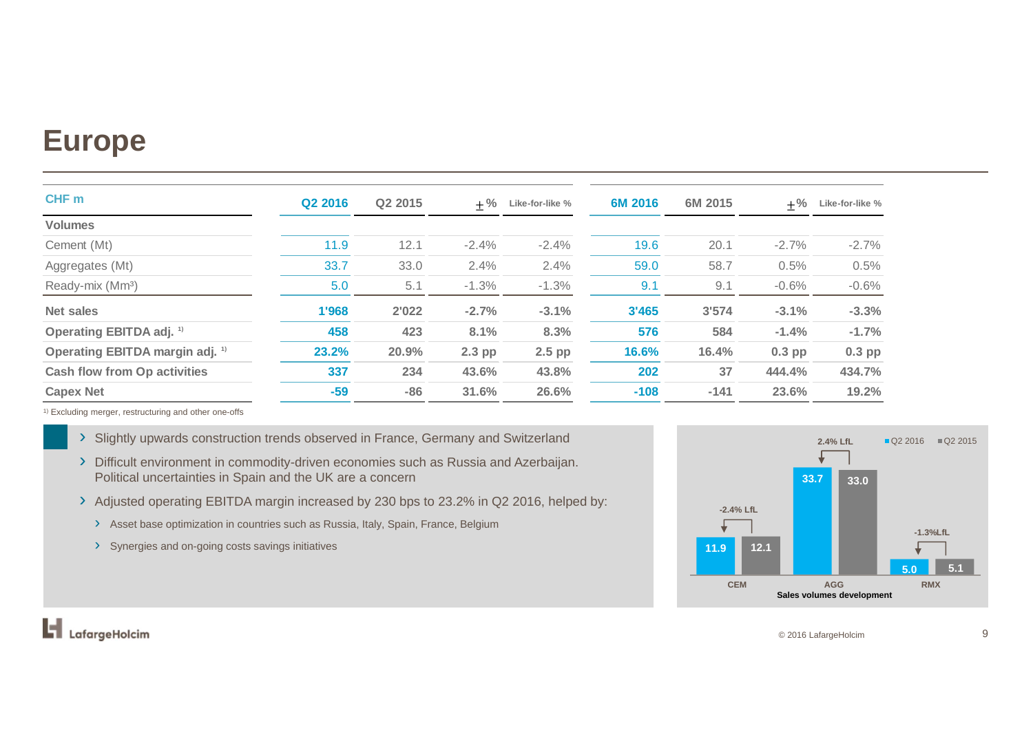# Europe

| CHF m | Q2 2016 | Q2 2015 | ±% | Like-for-like % | 6M 2016 | 6M 2015 | ±% | Like-for-like % |
|---|---|---|---|---|---|---|---|---|
| **Volumes** | | | | | | | | |
| Cement (Mt) | 11.9 | 12.1 | -2.4% | -2.4% | 19.6 | 20.1 | -2.7% | -2.7% |
| Aggregates (Mt) | 33.7 | 33.0 | 2.4% | 2.4% | 59.0 | 58.7 | 0.5% | 0.5% |
| Ready-mix (Mm³) | 5.0 | 5.1 | -1.3% | -1.3% | 9.1 | 9.1 | -0.6% | -0.6% |
| **Net sales** | **1'968** | **2'022** | **-2.7%** | **-3.1%** | **3'465** | **3'574** | **-3.1%** | **-3.3%** |
| **Operating EBITDA adj.** [1] | **458** | **423** | **8.1%** | **8.3%** | **576** | **584** | **-1.4%** | **-1.7%** |
| **Operating EBITDA margin adj.** [1] | **23.2%** | **20.9%** | **2.3 pp** | **2.5 pp** | **16.6%** | **16.4%** | **0.3 pp** | **0.3 pp** |
| **Cash flow from Op activities** | **337** | **234** | **43.6%** | **43.8%** | **202** | **37** | **444.4%** | **434.7%** |
| **Capex Net** | **-59** | **-86** | **31.6%** | **26.6%** | **-108** | **-141** | **23.6%** | **19.2%** |

[1] Excluding merger, restructuring and other one-offs

- Slightly upwards construction trends observed in France, Germany and Switzerland
- Difficult environment in commodity-driven economies such as Russia and Azerbaijan. Political uncertainties in Spain and the UK are a concern
- Adjusted operating EBITDA margin increased by 230 bps to 23.2% in Q2 2016, helped by:
  - Asset base optimization in countries such as Russia, Italy, Spain, France, Belgium
  - Synergies and on-going costs savings initiatives

| | CEM | AGG | RMX |
|---|---|---|---|
| Q2 2016 | 11.9 | 33.7 | 5.0 |
| Q2 2015 | 12.1 | 33.0 | 5.1 |
| LfL | -2.4% LfL | 2.4% LfL | -1.3%LfL |

Sales volumes development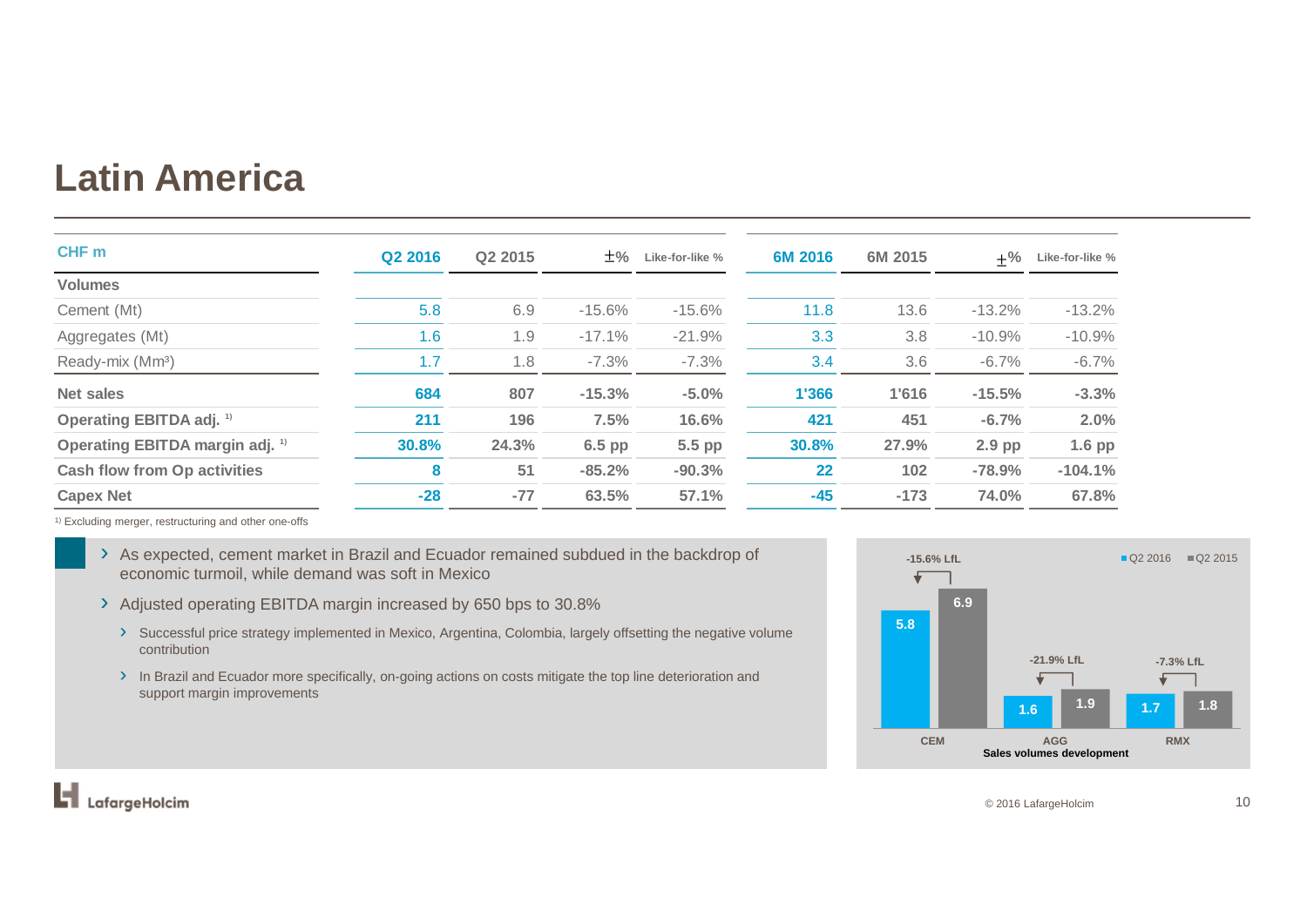# Latin America

| CHF m | Q2 2016 | Q2 2015 | ±% | Like-for-like % | 6M 2016 | 6M 2015 | ±% | Like-for-like % |
|---|---|---|---|---|---|---|---|---|
| **Volumes** | | | | | | | | |
| Cement (Mt) | 5.8 | 6.9 | -15.6% | -15.6% | 11.8 | 13.6 | -13.2% | -13.2% |
| Aggregates (Mt) | 1.6 | 1.9 | -17.1% | -21.9% | 3.3 | 3.8 | -10.9% | -10.9% |
| Ready-mix (Mm³) | 1.7 | 1.8 | -7.3% | -7.3% | 3.4 | 3.6 | -6.7% | -6.7% |
| **Net sales** | **684** | **807** | **-15.3%** | **-5.0%** | **1'366** | **1'616** | **-15.5%** | **-3.3%** |
| **Operating EBITDA adj.** [1] | **211** | **196** | **7.5%** | **16.6%** | **421** | **451** | **-6.7%** | **2.0%** |
| **Operating EBITDA margin adj.** [1] | **30.8%** | **24.3%** | **6.5 pp** | **5.5 pp** | **30.8%** | **27.9%** | **2.9 pp** | **1.6 pp** |
| **Cash flow from Op activities** | **8** | **51** | **-85.2%** | **-90.3%** | **22** | **102** | **-78.9%** | **-104.1%** |
| **Capex Net** | **-28** | **-77** | **63.5%** | **57.1%** | **-45** | **-173** | **74.0%** | **67.8%** |

[1] Excluding merger, restructuring and other one-offs

- As expected, cement market in Brazil and Ecuador remained subdued in the backdrop of economic turmoil, while demand was soft in Mexico
- Adjusted operating EBITDA margin increased by 650 bps to 30.8%
  - Successful price strategy implemented in Mexico, Argentina, Colombia, largely offsetting the negative volume contribution
  - In Brazil and Ecuador more specifically, on-going actions on costs mitigate the top line deterioration and support margin improvements

**Sales volumes development**

| | Q2 2016 | Q2 2015 | LfL |
|---|---|---|---|
| CEM | 5.8 | 6.9 | -15.6% LfL |
| AGG | 1.6 | 1.9 | -21.9% LfL |
| RMX | 1.7 | 1.8 | -7.3% LfL |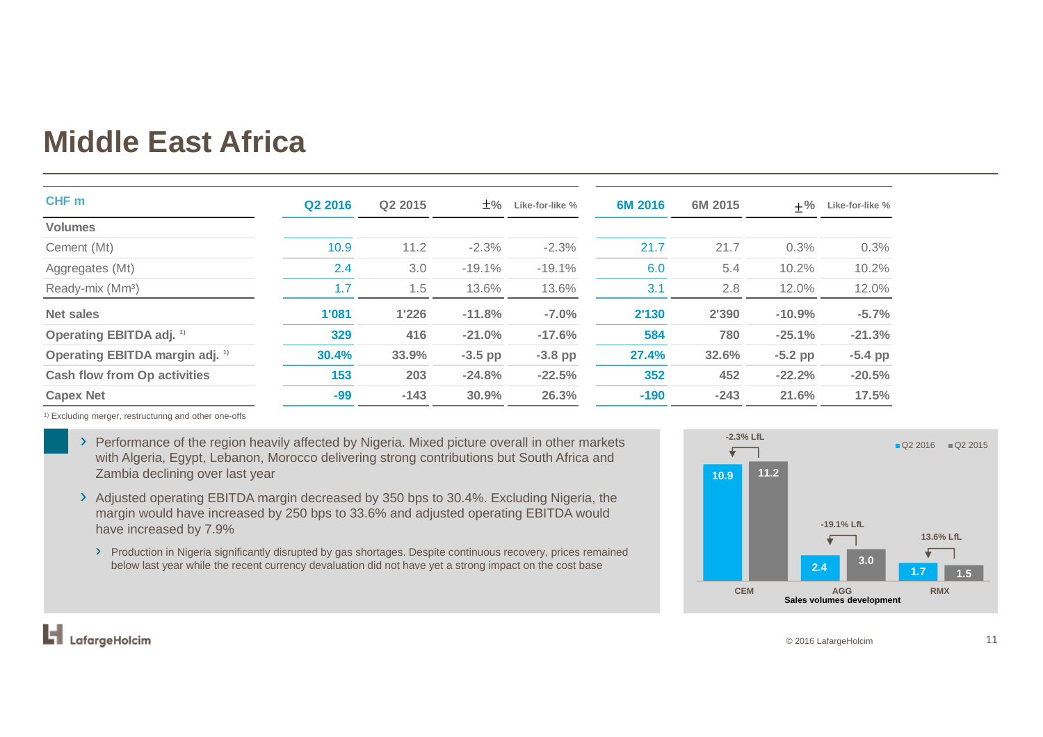# Middle East Africa

| CHF m | Q2 2016 | Q2 2015 | ±% | Like-for-like % | 6M 2016 | 6M 2015 | ±% | Like-for-like % |
|---|---|---|---|---|---|---|---|---|
| **Volumes** | | | | | | | | |
| Cement (Mt) | 10.9 | 11.2 | -2.3% | -2.3% | 21.7 | 21.7 | 0.3% | 0.3% |
| Aggregates (Mt) | 2.4 | 3.0 | -19.1% | -19.1% | 6.0 | 5.4 | 10.2% | 10.2% |
| Ready-mix ($Mm^3$) | 1.7 | 1.5 | 13.6% | 13.6% | 3.1 | 2.8 | 12.0% | 12.0% |
| **Net sales** | **1'081** | **1'226** | **-11.8%** | **-7.0%** | **2'130** | **2'390** | **-10.9%** | **-5.7%** |
| **Operating EBITDA adj.** [1] | **329** | **416** | **-21.0%** | **-17.6%** | **584** | **780** | **-25.1%** | **-21.3%** |
| **Operating EBITDA margin adj.** [1] | **30.4%** | **33.9%** | **-3.5 pp** | **-3.8 pp** | **27.4%** | **32.6%** | **-5.2 pp** | **-5.4 pp** |
| **Cash flow from Op activities** | **153** | **203** | **-24.8%** | **-22.5%** | **352** | **452** | **-22.2%** | **-20.5%** |
| **Capex Net** | **-99** | **-143** | **30.9%** | **26.3%** | **-190** | **-243** | **21.6%** | **17.5%** |

[1] Excluding merger, restructuring and other one-offs

- Performance of the region heavily affected by Nigeria. Mixed picture overall in other markets with Algeria, Egypt, Lebanon, Morocco delivering strong contributions but South Africa and Zambia declining over last year
- Adjusted operating EBITDA margin decreased by 350 bps to 30.4%. Excluding Nigeria, the margin would have increased by 250 bps to 33.6% and adjusted operating EBITDA would have increased by 7.9%
  - Production in Nigeria significantly disrupted by gas shortages. Despite continuous recovery, prices remained below last year while the recent currency devaluation did not have yet a strong impact on the cost base

| | Q2 2016 | Q2 2015 | LfL |
|---|---|---|---|
| CEM | 10.9 | 11.2 | -2.3% LfL |
| AGG | 2.4 | 3.0 | -19.1% LfL |
| RMX | 1.7 | 1.5 | 13.6% LfL |

Sales volumes development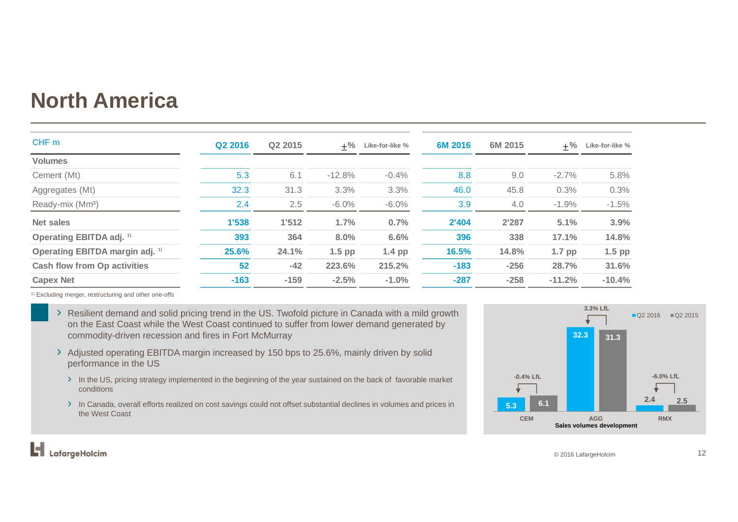# North America

| CHF m | Q2 2016 | Q2 2015 | ±% | Like-for-like % | 6M 2016 | 6M 2015 | ±% | Like-for-like % |
|---|---|---|---|---|---|---|---|---|
| **Volumes** | | | | | | | | |
| Cement (Mt) | 5.3 | 6.1 | -12.8% | -0.4% | 8.8 | 9.0 | -2.7% | 5.8% |
| Aggregates (Mt) | 32.3 | 31.3 | 3.3% | 3.3% | 46.0 | 45.8 | 0.3% | 0.3% |
| Ready-mix (Mm³) | 2.4 | 2.5 | -6.0% | -6.0% | 3.9 | 4.0 | -1.9% | -1.5% |
| **Net sales** | **1'538** | **1'512** | **1.7%** | **0.7%** | **2'404** | **2'287** | **5.1%** | **3.9%** |
| **Operating EBITDA adj.** [1] | **393** | **364** | **8.0%** | **6.6%** | **396** | **338** | **17.1%** | **14.8%** |
| **Operating EBITDA margin adj.** [1] | **25.6%** | **24.1%** | **1.5 pp** | **1.4 pp** | **16.5%** | **14.8%** | **1.7 pp** | **1.5 pp** |
| **Cash flow from Op activities** | **52** | **-42** | **223.6%** | **215.2%** | **-183** | **-256** | **28.7%** | **31.6%** |
| **Capex Net** | **-163** | **-159** | **-2.5%** | **-1.0%** | **-287** | **-258** | **-11.2%** | **-10.4%** |

[1] Excluding merger, restructuring and other one-offs

- Resilient demand and solid pricing trend in the US. Twofold picture in Canada with a mild growth on the East Coast while the West Coast continued to suffer from lower demand generated by commodity-driven recession and fires in Fort McMurray
- Adjusted operating EBITDA margin increased by 150 bps to 25.6%, mainly driven by solid performance in the US
  - In the US, pricing strategy implemented in the beginning of the year sustained on the back of favorable market conditions
  - In Canada, overall efforts realized on cost savings could not offset substantial declines in volumes and prices in the West Coast

| | Q2 2016 | Q2 2015 | LfL |
|---|---|---|---|
| CEM | 5.3 | 6.1 | -0.4% LfL |
| AGG | 32.3 | 31.3 | 3.3% LfL |
| RMX | 2.4 | 2.5 | -6.0% LfL |

Sales volumes development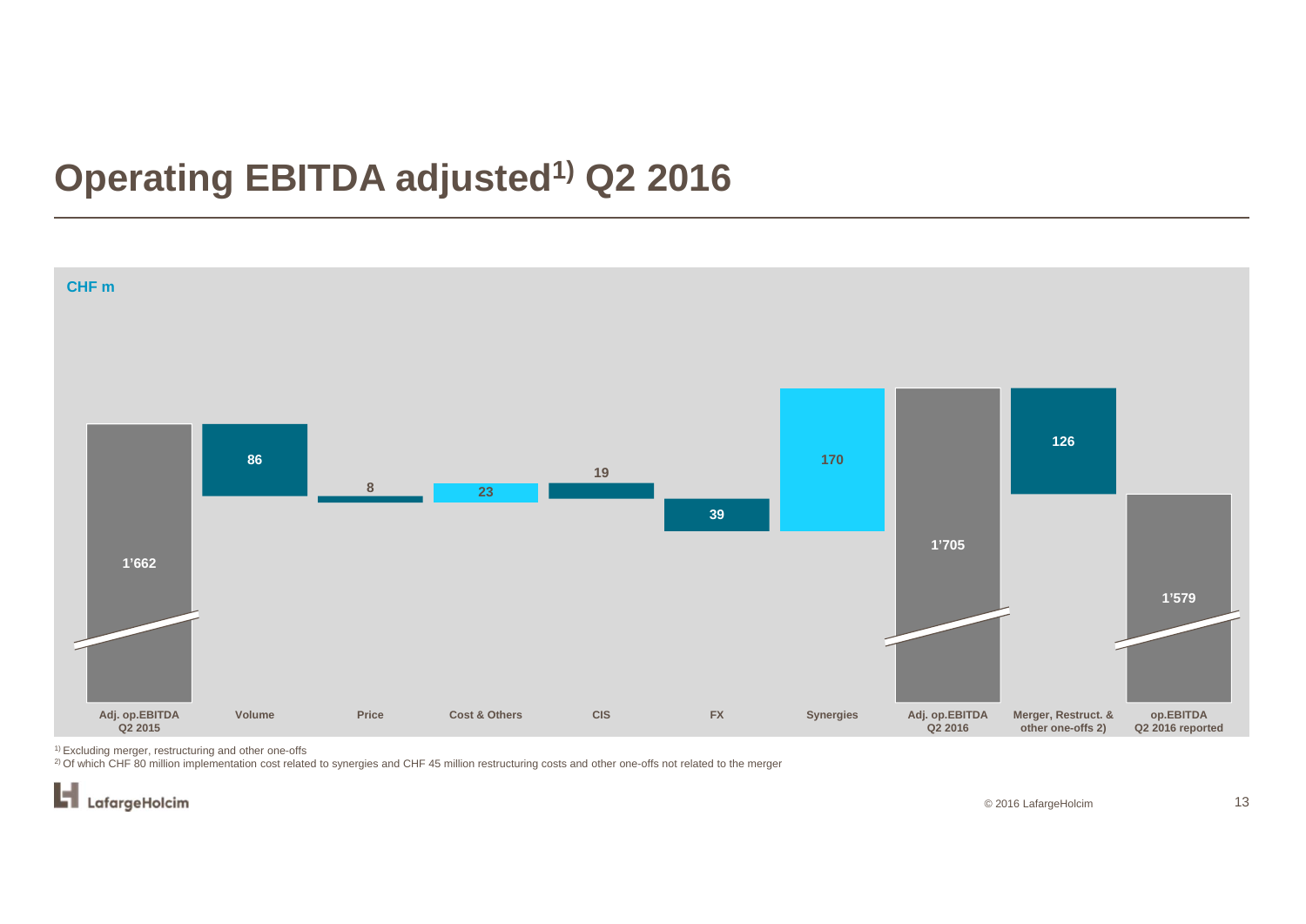# Operating EBITDA adjusted[1)] Q2 2016

CHF m

| Adj. op.EBITDA Q2 2015 | Volume | Price | Cost & Others | CIS | FX | Synergies | Adj. op.EBITDA Q2 2016 | Merger, Restruct. & other one-offs 2) | op.EBITDA Q2 2016 reported |
|---|---|---|---|---|---|---|---|---|---|
| 1'662 | 86 | 8 | 23 | 19 | 39 | 170 | 1'705 | 126 | 1'579 |

[1)] Excluding merger, restructuring and other one-offs

[2)] Of which CHF 80 million implementation cost related to synergies and CHF 45 million restructuring costs and other one-offs not related to the merger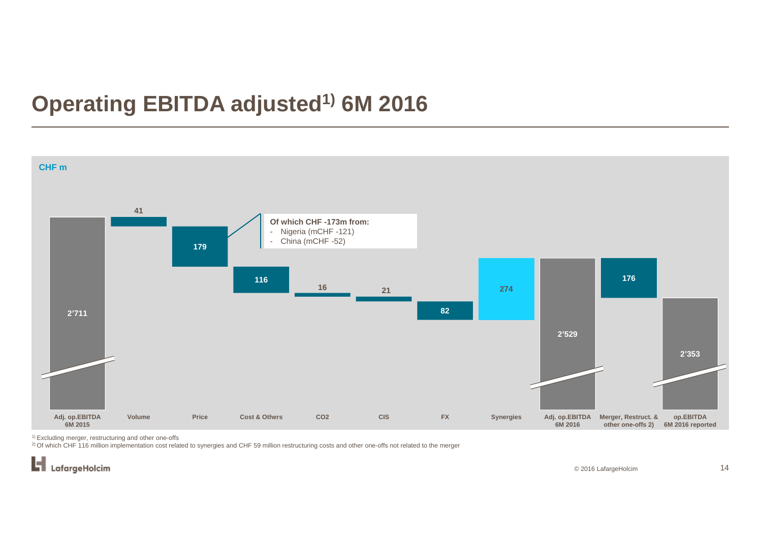# Operating EBITDA adjusted[1] 6M 2016

CHF m

| Adj. op.EBITDA 6M 2015 | Volume | Price | Cost & Others | CO2 | CIS | FX | Synergies | Adj. op.EBITDA 6M 2016 | Merger, Restruct. & other one-offs 2) | op.EBITDA 6M 2016 reported |
|---|---|---|---|---|---|---|---|---|---|---|
| 2'711 | 41 | 179 | 116 | 16 | 21 | 82 | 274 | 2'529 | 176 | 2'353 |

**Of which CHF -173m from:**
- Nigeria (mCHF -121)
- China (mCHF -52)

[1] Excluding merger, restructuring and other one-offs

[2] Of which CHF 116 million implementation cost related to synergies and CHF 59 million restructuring costs and other one-offs not related to the merger

© 2016 LafargeHolcim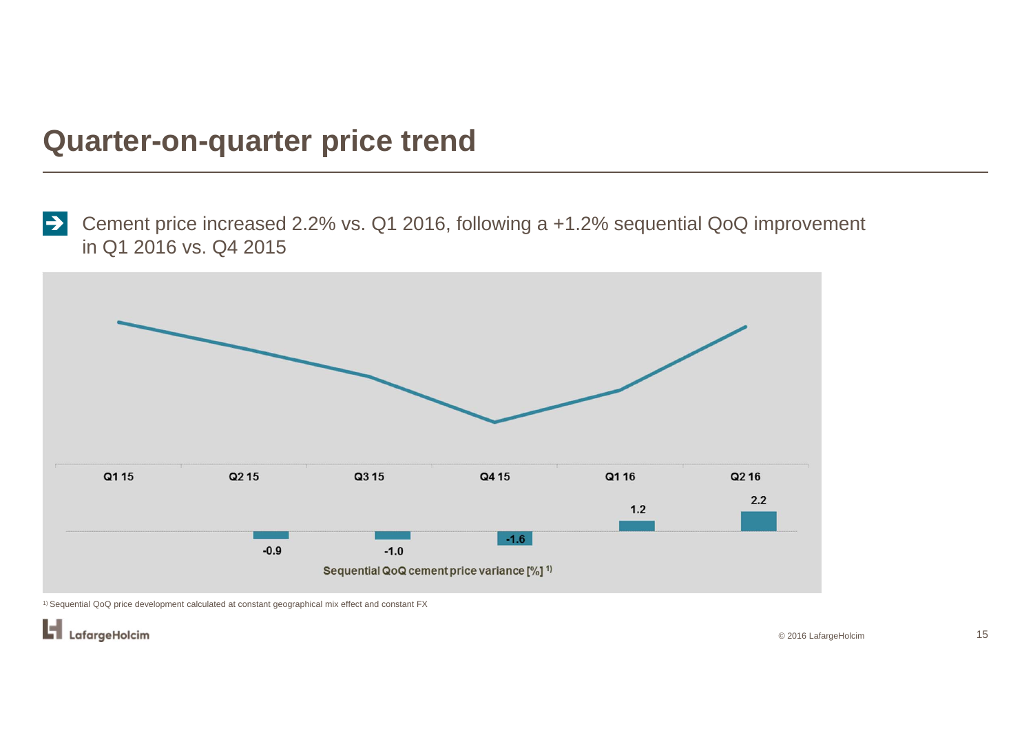# Quarter-on-quarter price trend

- Cement price increased 2.2% vs. Q1 2016, following a +1.2% sequential QoQ improvement in Q1 2016 vs. Q4 2015

| | Q1 15 | Q2 15 | Q3 15 | Q4 15 | Q1 16 | Q2 16 |
|---|---|---|---|---|---|---|
| Sequential QoQ cement price variance [%] [1] | | -0.9 | -1.0 | -1.6 | 1.2 | 2.2 |

[1] Sequential QoQ price development calculated at constant geographical mix effect and constant FX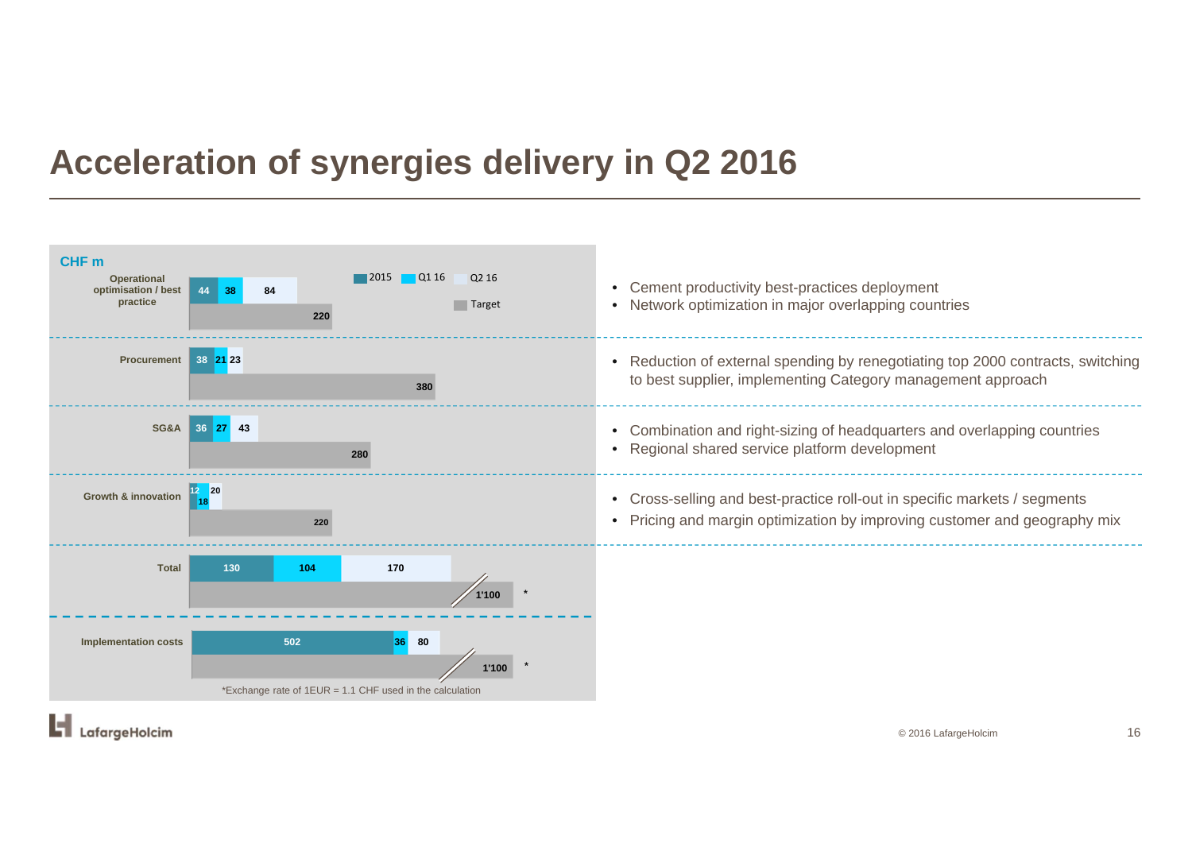# Acceleration of synergies delivery in Q2 2016

CHF m

| | 2015 | Q1 16 | Q2 16 | Target | |
|---|---|---|---|---|---|
| Operational optimisation / best practice | 44 | 38 | 84 | 220 | • Cement productivity best-practices deployment<br>• Network optimization in major overlapping countries |
| Procurement | 38 | 21 | 23 | 380 | • Reduction of external spending by renegotiating top 2000 contracts, switching to best supplier, implementing Category management approach |
| SG&A | 36 | 27 | 43 | 280 | • Combination and right-sizing of headquarters and overlapping countries<br>• Regional shared service platform development |
| Growth & innovation | 12 | 18 | 20 | 220 | • Cross-selling and best-practice roll-out in specific markets / segments<br>• Pricing and margin optimization by improving customer and geography mix |
| Total | 130 | 104 | 170 | 1'100 * | |
| Implementation costs | 502 | 36 | 80 | 1'100 * | |

*Exchange rate of 1EUR = 1.1 CHF used in the calculation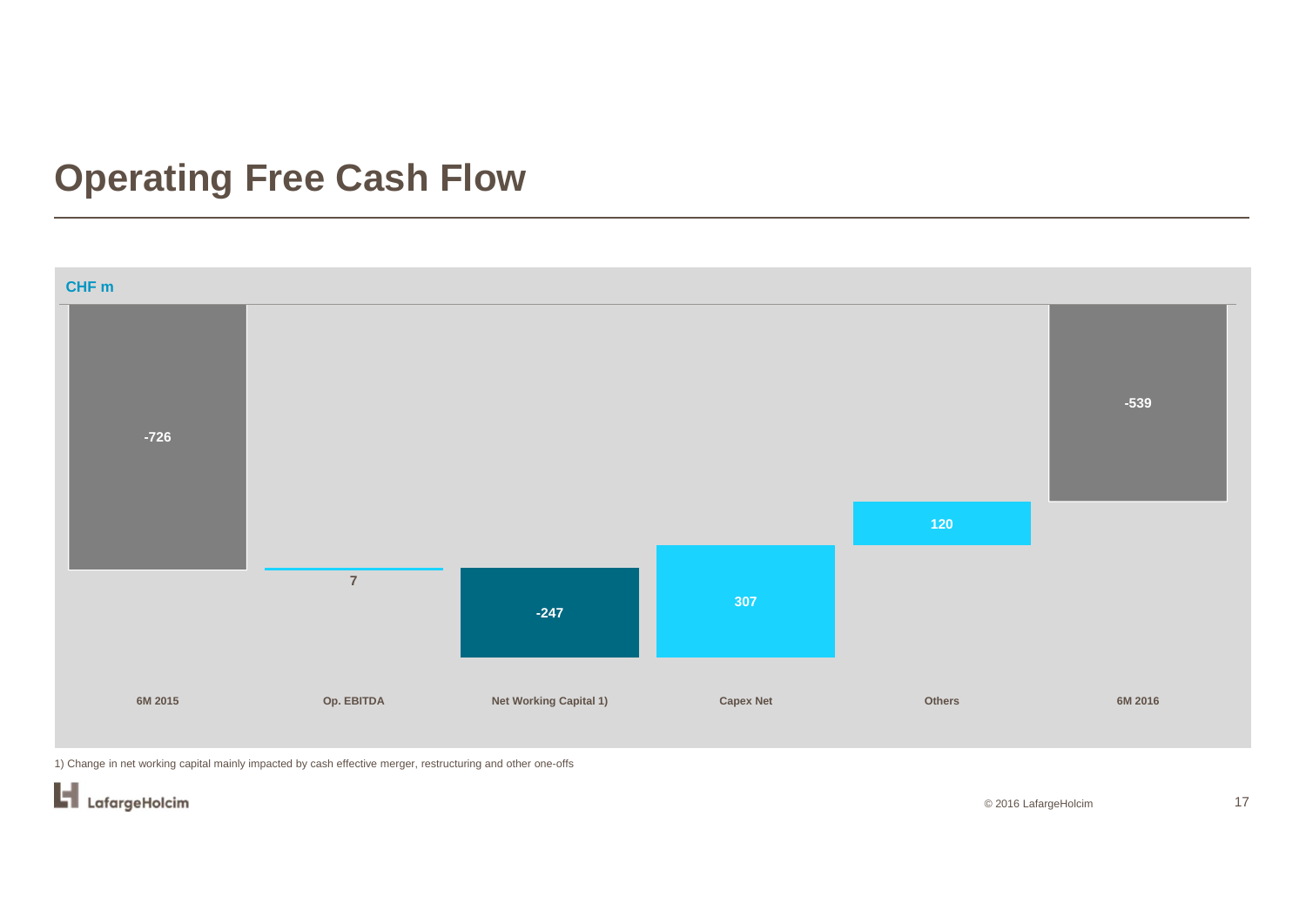# Operating Free Cash Flow

CHF m

| 6M 2015 | Op. EBITDA | Net Working Capital 1) | Capex Net | Others | 6M 2016 |
|---|---|---|---|---|---|
| -726 | 7 | -247 | 307 | 120 | -539 |

1) Change in net working capital mainly impacted by cash effective merger, restructuring and other one-offs

© 2016 LafargeHolcim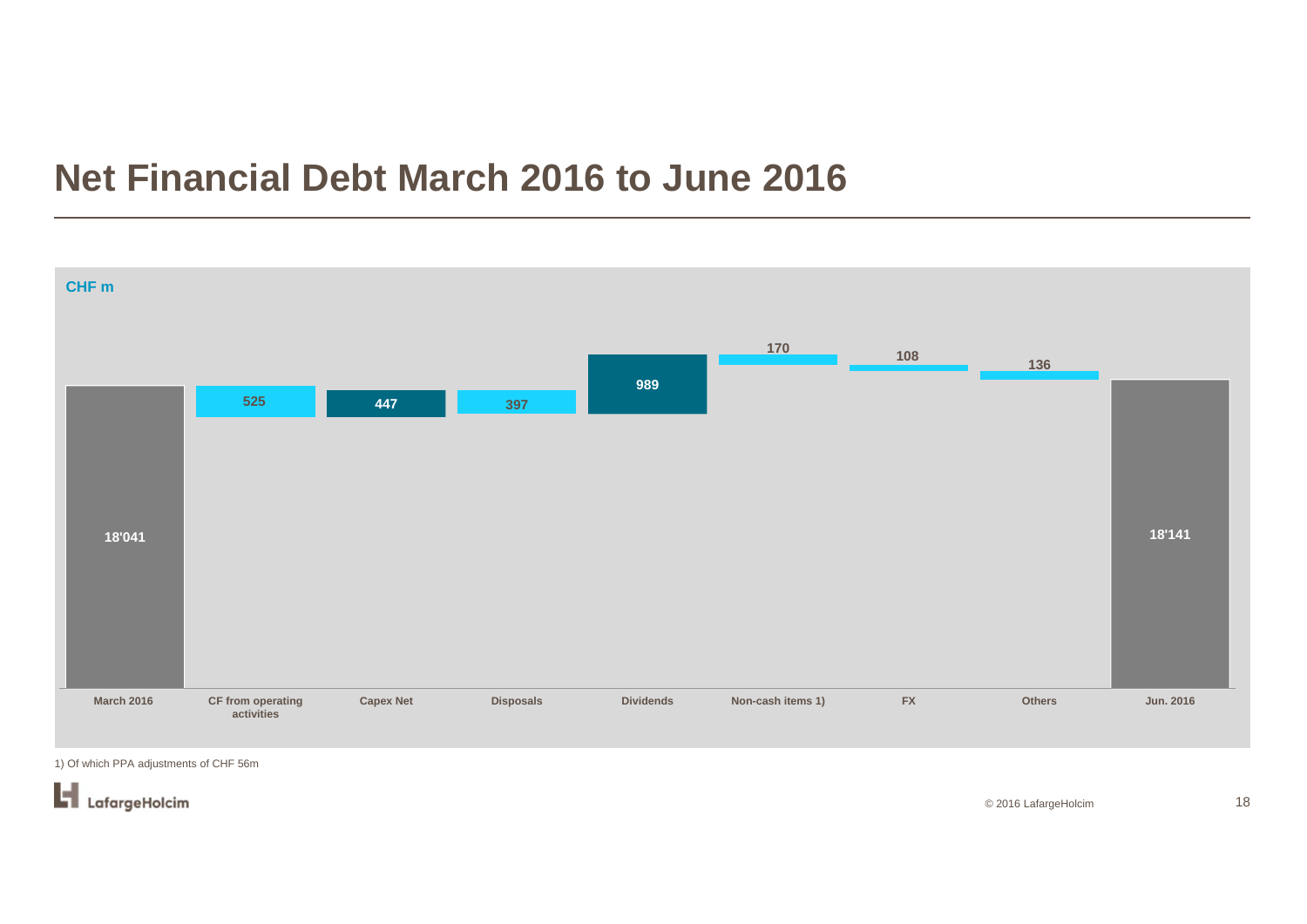# Net Financial Debt March 2016 to June 2016

CHF m

| | March 2016 | CF from operating activities | Capex Net | Disposals | Dividends | Non-cash items 1) | FX | Others | Jun. 2016 |
|---|---|---|---|---|---|---|---|---|---|
| CHF m | 18'041 | 525 | 447 | 397 | 989 | 170 | 108 | 136 | 18'141 |

1) Of which PPA adjustments of CHF 56m

LafargeHolcim

© 2016 LafargeHolcim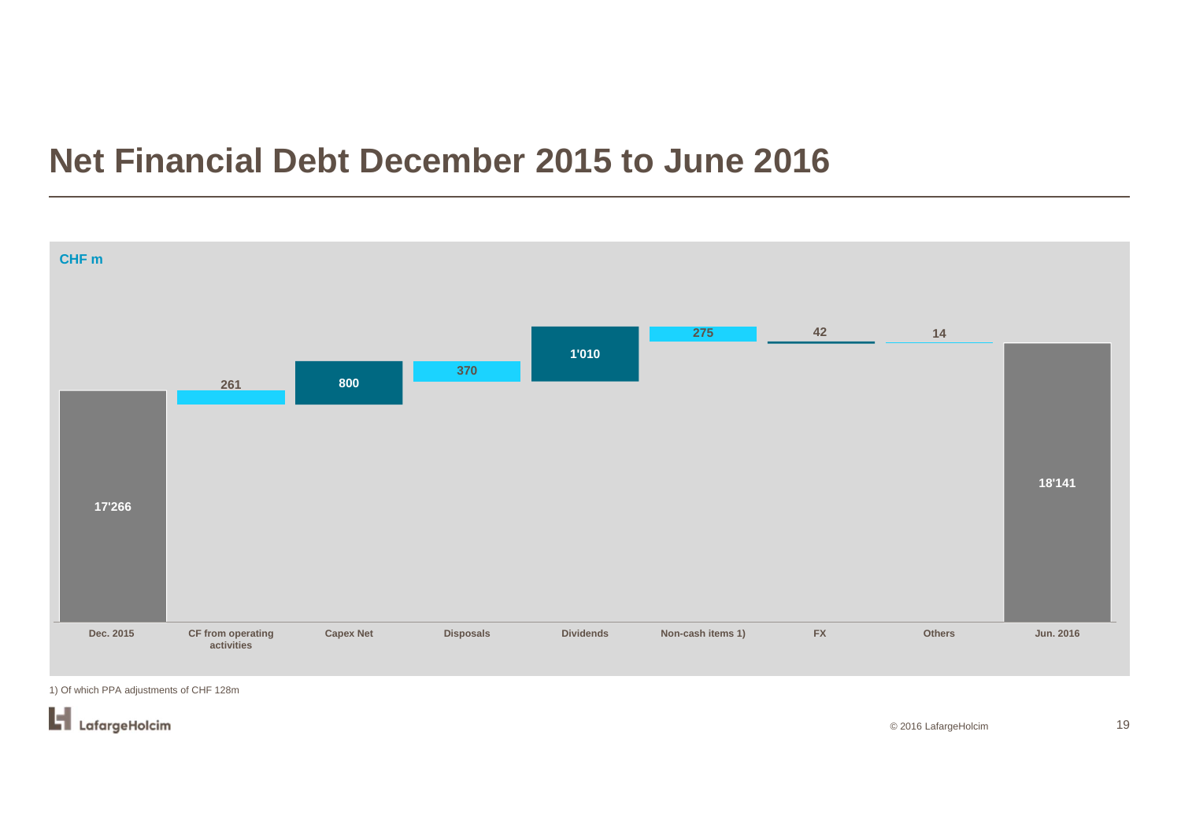# Net Financial Debt December 2015 to June 2016

CHF m

| Dec. 2015 | CF from operating activities | Capex Net | Disposals | Dividends | Non-cash items 1) | FX | Others | Jun. 2016 |
|---|---|---|---|---|---|---|---|---|
| 17'266 | 261 | 800 | 370 | 1'010 | 275 | 42 | 14 | 18'141 |

1) Of which PPA adjustments of CHF 128m

© 2016 LafargeHolcim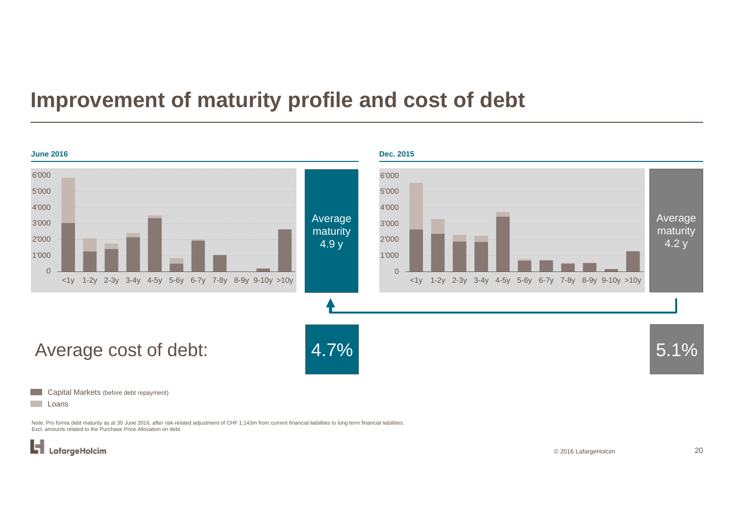# Improvement of maturity profile and cost of debt

**June 2016**

6'000
5'000
4'000
3'000
2'000
1'000
0

<1y 1-2y 2-3y 3-4y 4-5y 5-6y 6-7y 7-8y 8-9y 9-10y >10y

Average maturity 4.9 y

**Dec. 2015**

6'000
5'000
4'000
3'000
2'000
1'000
0

<1y 1-2y 2-3y 3-4y 4-5y 5-6y 6-7y 7-8y 8-9y 9-10y >10y

Average maturity 4.2 y

Average cost of debt: 4.7% 5.1%

Capital Markets (before debt repayment)

Loans

Note: Pro forma debt maturity as at 30 June 2016, after risk-related adjustment of CHF 1,143m from current financial liabilities to long term financial liabilities.
Excl. amounts related to the Purchase Price Allocation on debt.

© 2016 LafargeHolcim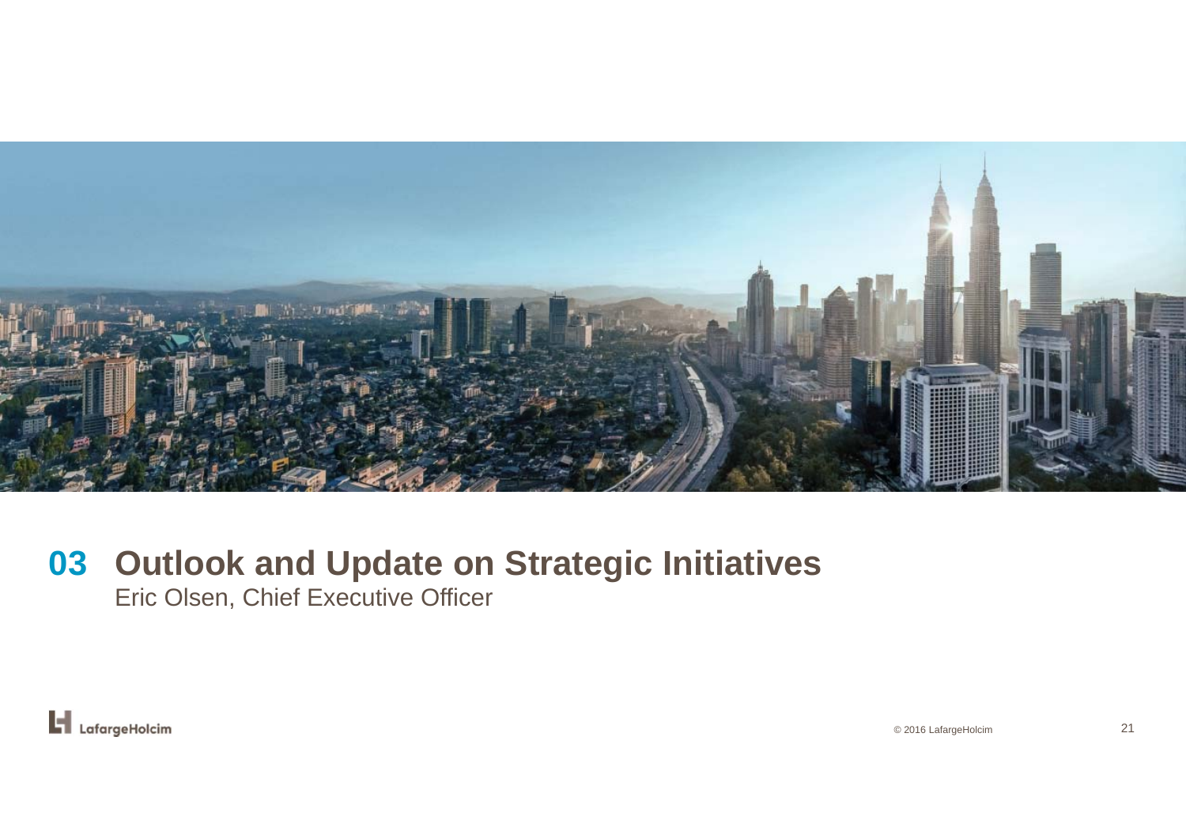# 03 Outlook and Update on Strategic Initiatives

Eric Olsen, Chief Executive Officer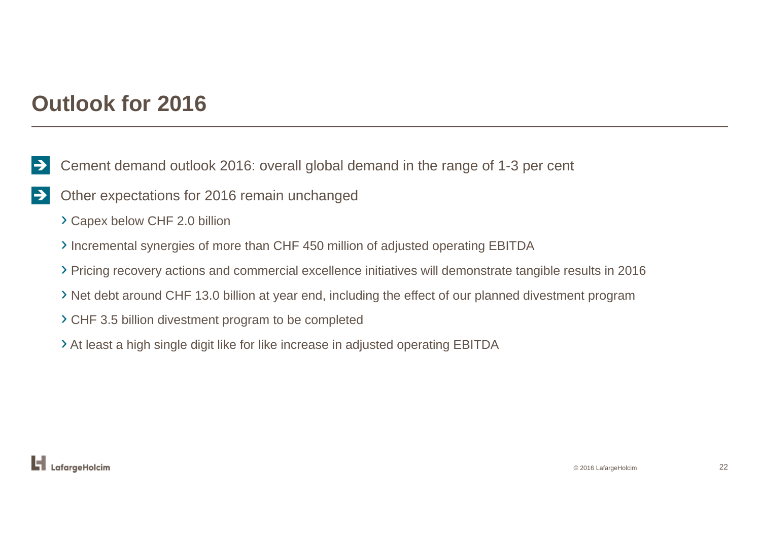# Outlook for 2016

- Cement demand outlook 2016: overall global demand in the range of 1-3 per cent
- Other expectations for 2016 remain unchanged
  - Capex below CHF 2.0 billion
  - Incremental synergies of more than CHF 450 million of adjusted operating EBITDA
  - Pricing recovery actions and commercial excellence initiatives will demonstrate tangible results in 2016
  - Net debt around CHF 13.0 billion at year end, including the effect of our planned divestment program
  - CHF 3.5 billion divestment program to be completed
  - At least a high single digit like for like increase in adjusted operating EBITDA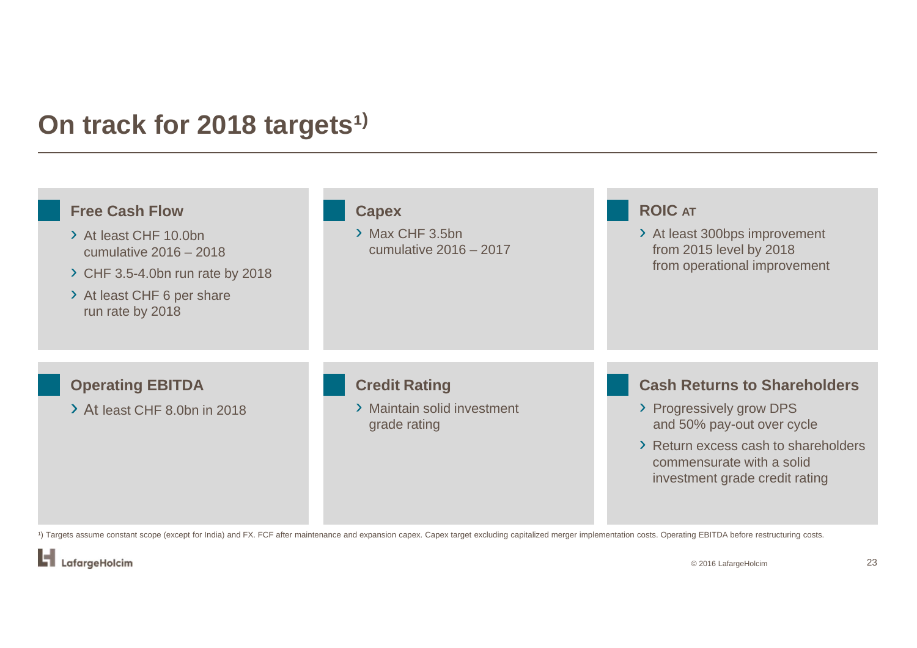# On track for 2018 targets[1)]

### Free Cash Flow

- At least CHF 10.0bn cumulative 2016 – 2018
- CHF 3.5-4.0bn run rate by 2018
- At least CHF 6 per share run rate by 2018

### Capex

- Max CHF 3.5bn cumulative 2016 – 2017

### ROIC AT

- At least 300bps improvement from 2015 level by 2018 from operational improvement

### Operating EBITDA

- At least CHF 8.0bn in 2018

### Credit Rating

- Maintain solid investment grade rating

### Cash Returns to Shareholders

- Progressively grow DPS and 50% pay-out over cycle
- Return excess cash to shareholders commensurate with a solid investment grade credit rating

[1)] Targets assume constant scope (except for India) and FX. FCF after maintenance and expansion capex. Capex target excluding capitalized merger implementation costs. Operating EBITDA before restructuring costs.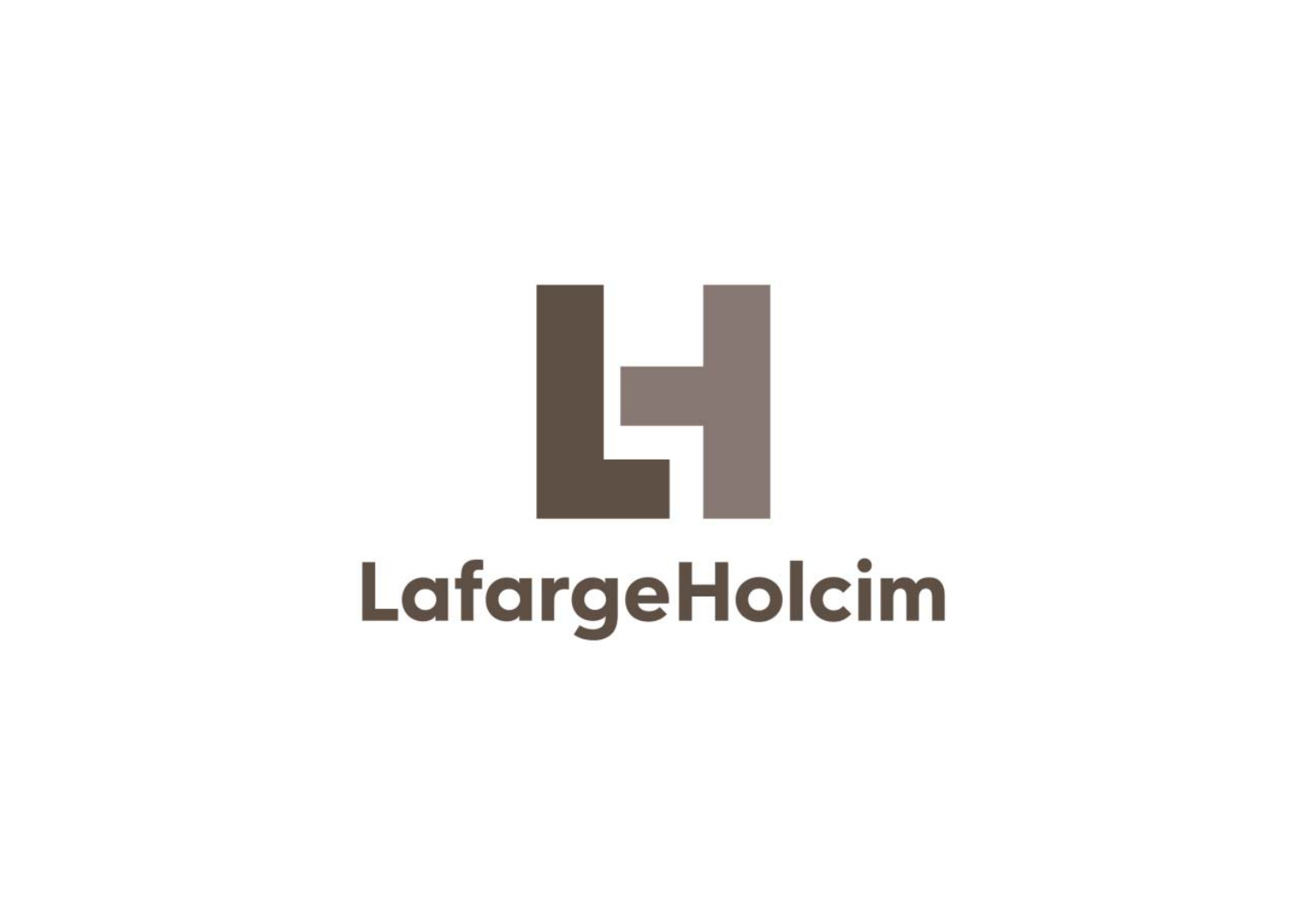LafargeHolcim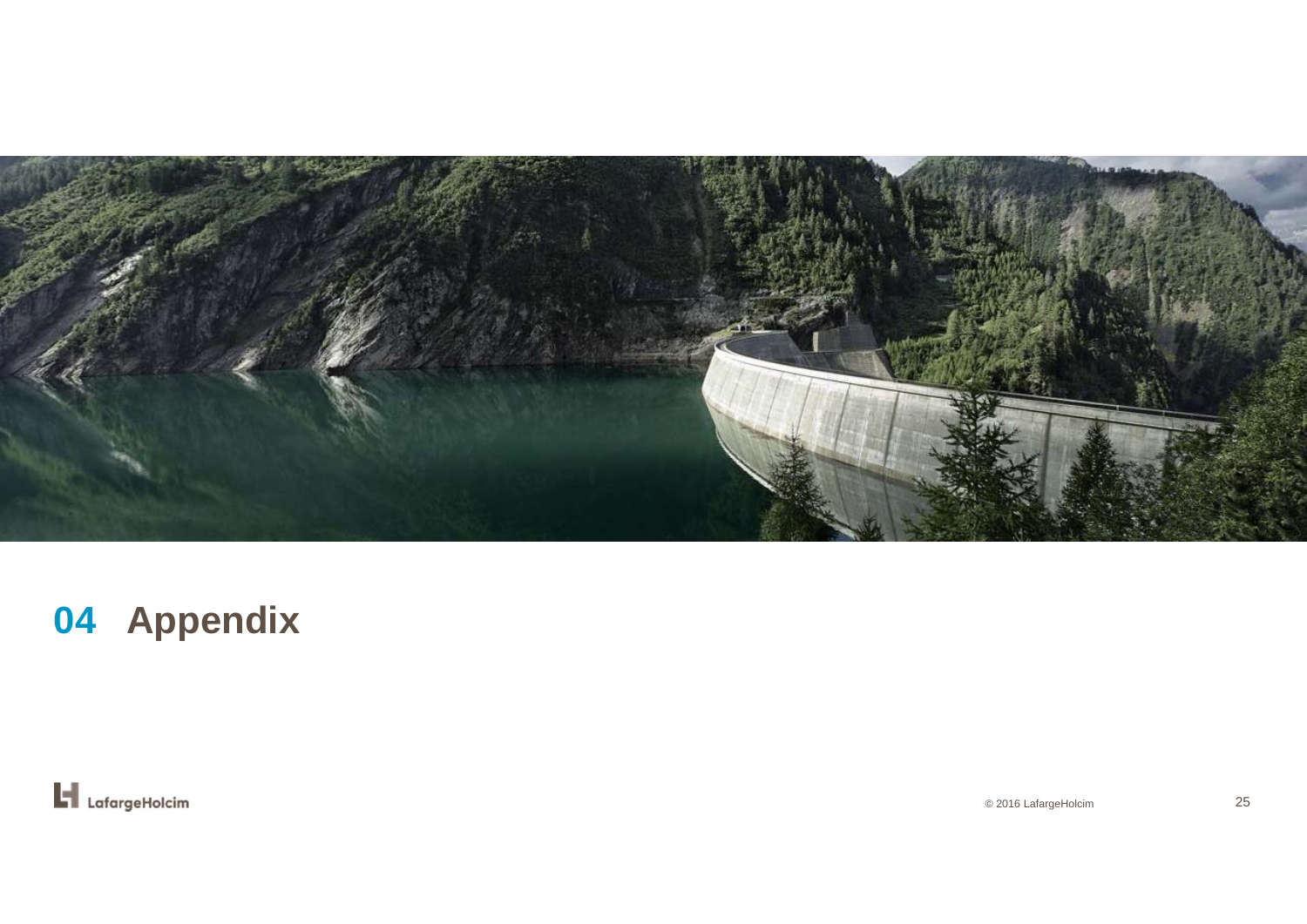# 04 Appendix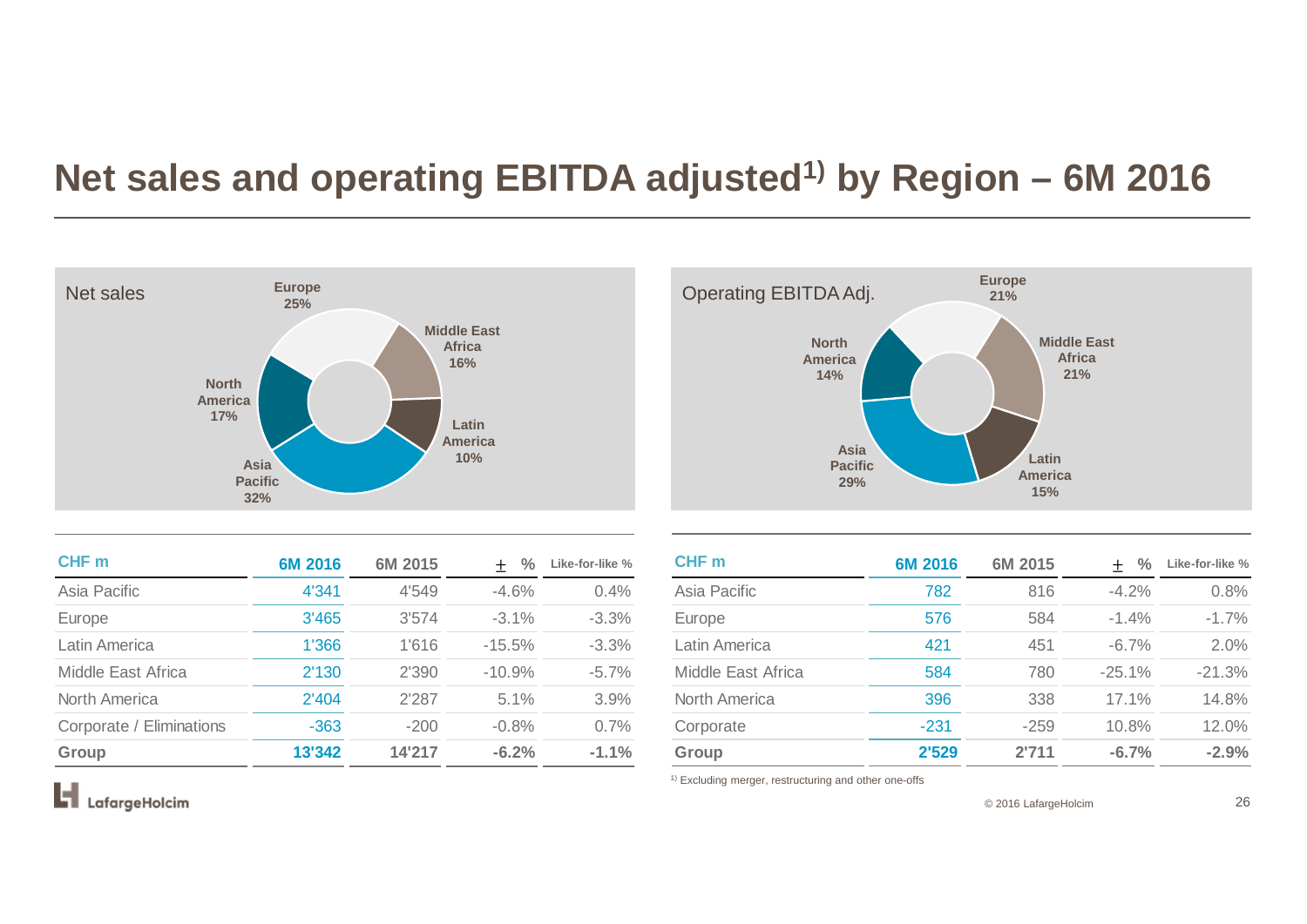# Net sales and operating EBITDA adjusted[1)] by Region – 6M 2016

Net sales

Europe 25%, Middle East Africa 16%, Latin America 10%, Asia Pacific 32%, North America 17%

Operating EBITDA Adj.

Europe 21%, Middle East Africa 21%, Latin America 15%, Asia Pacific 29%, North America 14%

| CHF m | 6M 2016 | 6M 2015 | ± % | Like-for-like % |
|---|---|---|---|---|
| Asia Pacific | 4'341 | 4'549 | -4.6% | 0.4% |
| Europe | 3'465 | 3'574 | -3.1% | -3.3% |
| Latin America | 1'366 | 1'616 | -15.5% | -3.3% |
| Middle East Africa | 2'130 | 2'390 | -10.9% | -5.7% |
| North America | 2'404 | 2'287 | 5.1% | 3.9% |
| Corporate / Eliminations | -363 | -200 | -0.8% | 0.7% |
| **Group** | **13'342** | **14'217** | **-6.2%** | **-1.1%** |

| CHF m | 6M 2016 | 6M 2015 | ± % | Like-for-like % |
|---|---|---|---|---|
| Asia Pacific | 782 | 816 | -4.2% | 0.8% |
| Europe | 576 | 584 | -1.4% | -1.7% |
| Latin America | 421 | 451 | -6.7% | 2.0% |
| Middle East Africa | 584 | 780 | -25.1% | -21.3% |
| North America | 396 | 338 | 17.1% | 14.8% |
| Corporate | -231 | -259 | 10.8% | 12.0% |
| **Group** | **2'529** | **2'711** | **-6.7%** | **-2.9%** |

[1)] Excluding merger, restructuring and other one-offs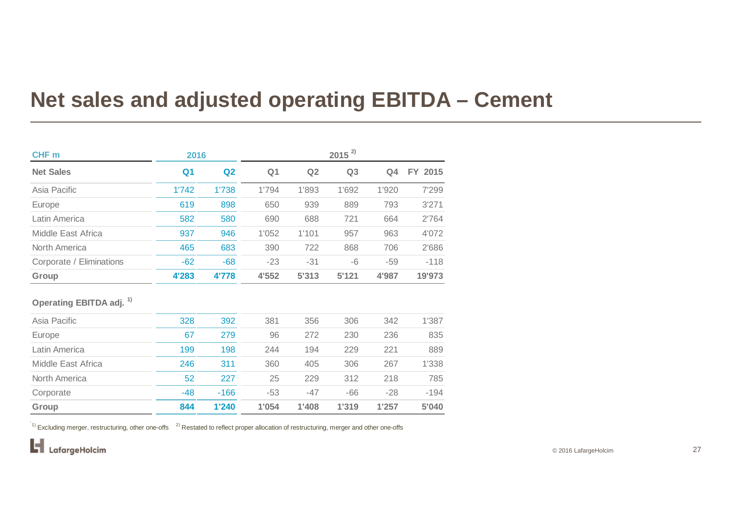# Net sales and adjusted operating EBITDA – Cement

| CHF m | 2016 | | 2015 [2] | | | | |
|---|---|---|---|---|---|---|---|
| **Net Sales** | **Q1** | **Q2** | **Q1** | **Q2** | **Q3** | **Q4** | **FY 2015** |
| Asia Pacific | 1'742 | 1'738 | 1'794 | 1'893 | 1'692 | 1'920 | 7'299 |
| Europe | 619 | 898 | 650 | 939 | 889 | 793 | 3'271 |
| Latin America | 582 | 580 | 690 | 688 | 721 | 664 | 2'764 |
| Middle East Africa | 937 | 946 | 1'052 | 1'101 | 957 | 963 | 4'072 |
| North America | 465 | 683 | 390 | 722 | 868 | 706 | 2'686 |
| Corporate / Eliminations | -62 | -68 | -23 | -31 | -6 | -59 | -118 |
| **Group** | **4'283** | **4'778** | **4'552** | **5'313** | **5'121** | **4'987** | **19'973** |
| **Operating EBITDA adj. [1]** | | | | | | | |
| Asia Pacific | 328 | 392 | 381 | 356 | 306 | 342 | 1'387 |
| Europe | 67 | 279 | 96 | 272 | 230 | 236 | 835 |
| Latin America | 199 | 198 | 244 | 194 | 229 | 221 | 889 |
| Middle East Africa | 246 | 311 | 360 | 405 | 306 | 267 | 1'338 |
| North America | 52 | 227 | 25 | 229 | 312 | 218 | 785 |
| Corporate | -48 | -166 | -53 | -47 | -66 | -28 | -194 |
| **Group** | **844** | **1'240** | **1'054** | **1'408** | **1'319** | **1'257** | **5'040** |

[1] Excluding merger, restructuring, other one-offs [2] Restated to reflect proper allocation of restructuring, merger and other one-offs

© 2016 LafargeHolcim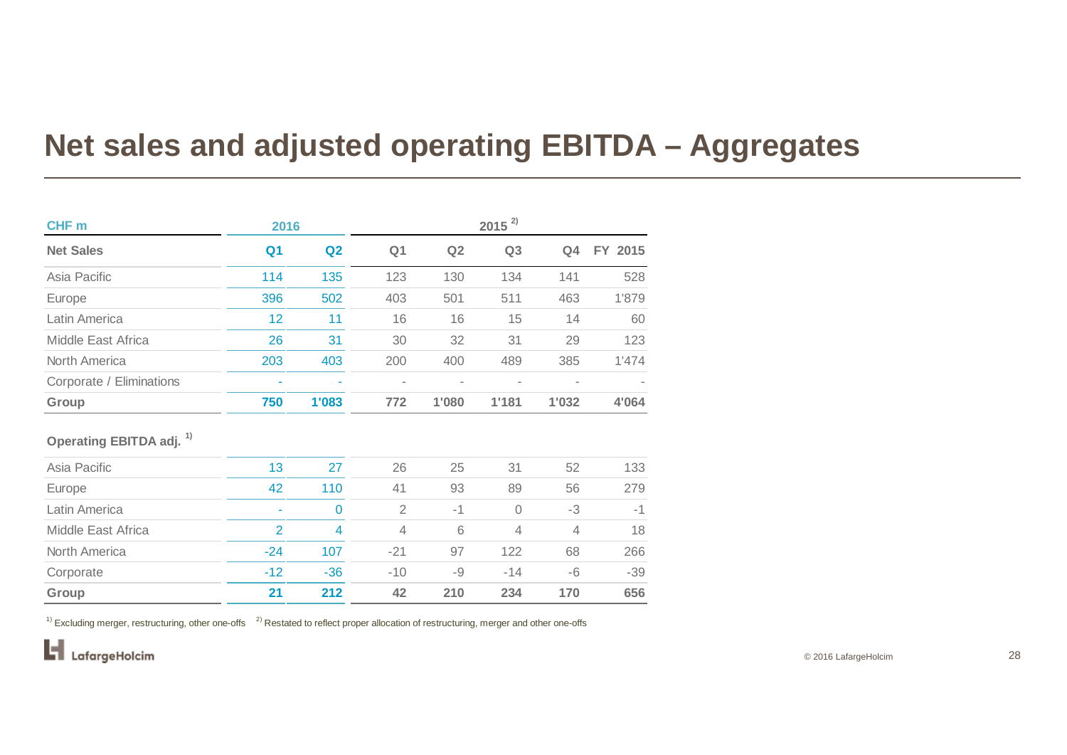# Net sales and adjusted operating EBITDA – Aggregates

| CHF m | 2016 | | 2015 [2] | | | | |
|---|---|---|---|---|---|---|---|
| **Net Sales** | **Q1** | **Q2** | **Q1** | **Q2** | **Q3** | **Q4** | **FY 2015** |
| Asia Pacific | 114 | 135 | 123 | 130 | 134 | 141 | 528 |
| Europe | 396 | 502 | 403 | 501 | 511 | 463 | 1'879 |
| Latin America | 12 | 11 | 16 | 16 | 15 | 14 | 60 |
| Middle East Africa | 26 | 31 | 30 | 32 | 31 | 29 | 123 |
| North America | 203 | 403 | 200 | 400 | 489 | 385 | 1'474 |
| Corporate / Eliminations | - | - | - | - | - | - | - |
| **Group** | **750** | **1'083** | **772** | **1'080** | **1'181** | **1'032** | **4'064** |
| **Operating EBITDA adj. [1]** | | | | | | | |
| Asia Pacific | 13 | 27 | 26 | 25 | 31 | 52 | 133 |
| Europe | 42 | 110 | 41 | 93 | 89 | 56 | 279 |
| Latin America | - | 0 | 2 | -1 | 0 | -3 | -1 |
| Middle East Africa | 2 | 4 | 4 | 6 | 4 | 4 | 18 |
| North America | -24 | 107 | -21 | 97 | 122 | 68 | 266 |
| Corporate | -12 | -36 | -10 | -9 | -14 | -6 | -39 |
| **Group** | **21** | **212** | **42** | **210** | **234** | **170** | **656** |

[1] Excluding merger, restructuring, other one-offs [2] Restated to reflect proper allocation of restructuring, merger and other one-offs

LafargeHolcim

© 2016 LafargeHolcim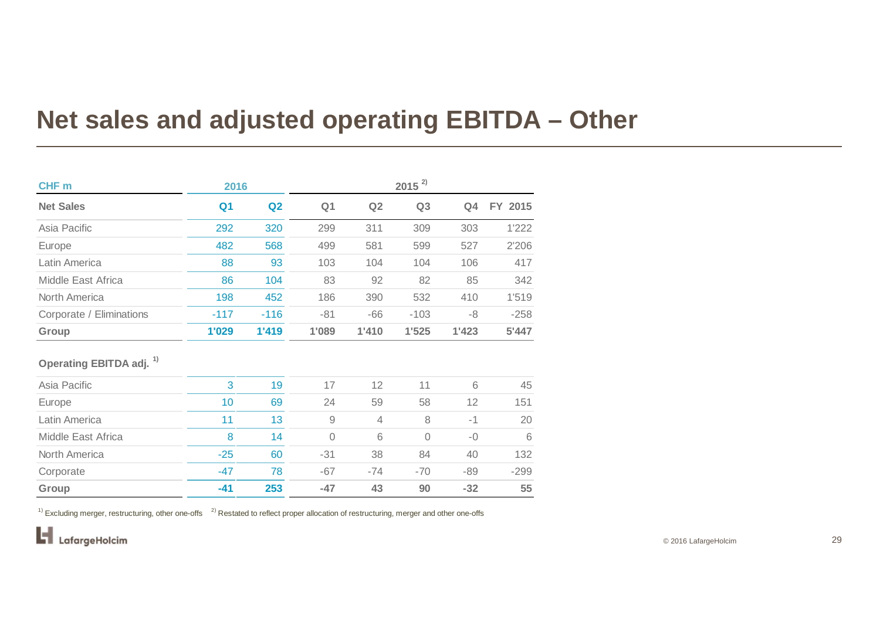# Net sales and adjusted operating EBITDA – Other

| CHF m | 2016 | | 2015 [2] | | | | |
|---|---|---|---|---|---|---|---|
| **Net Sales** | **Q1** | **Q2** | **Q1** | **Q2** | **Q3** | **Q4** | **FY 2015** |
| Asia Pacific | 292 | 320 | 299 | 311 | 309 | 303 | 1'222 |
| Europe | 482 | 568 | 499 | 581 | 599 | 527 | 2'206 |
| Latin America | 88 | 93 | 103 | 104 | 104 | 106 | 417 |
| Middle East Africa | 86 | 104 | 83 | 92 | 82 | 85 | 342 |
| North America | 198 | 452 | 186 | 390 | 532 | 410 | 1'519 |
| Corporate / Eliminations | -117 | -116 | -81 | -66 | -103 | -8 | -258 |
| **Group** | **1'029** | **1'419** | **1'089** | **1'410** | **1'525** | **1'423** | **5'447** |
| **Operating EBITDA adj. [1]** | | | | | | | |
| Asia Pacific | 3 | 19 | 17 | 12 | 11 | 6 | 45 |
| Europe | 10 | 69 | 24 | 59 | 58 | 12 | 151 |
| Latin America | 11 | 13 | 9 | 4 | 8 | -1 | 20 |
| Middle East Africa | 8 | 14 | 0 | 6 | 0 | -0 | 6 |
| North America | -25 | 60 | -31 | 38 | 84 | 40 | 132 |
| Corporate | -47 | 78 | -67 | -74 | -70 | -89 | -299 |
| **Group** | **-41** | **253** | **-47** | **43** | **90** | **-32** | **55** |

[1] Excluding merger, restructuring, other one-offs [2] Restated to reflect proper allocation of restructuring, merger and other one-offs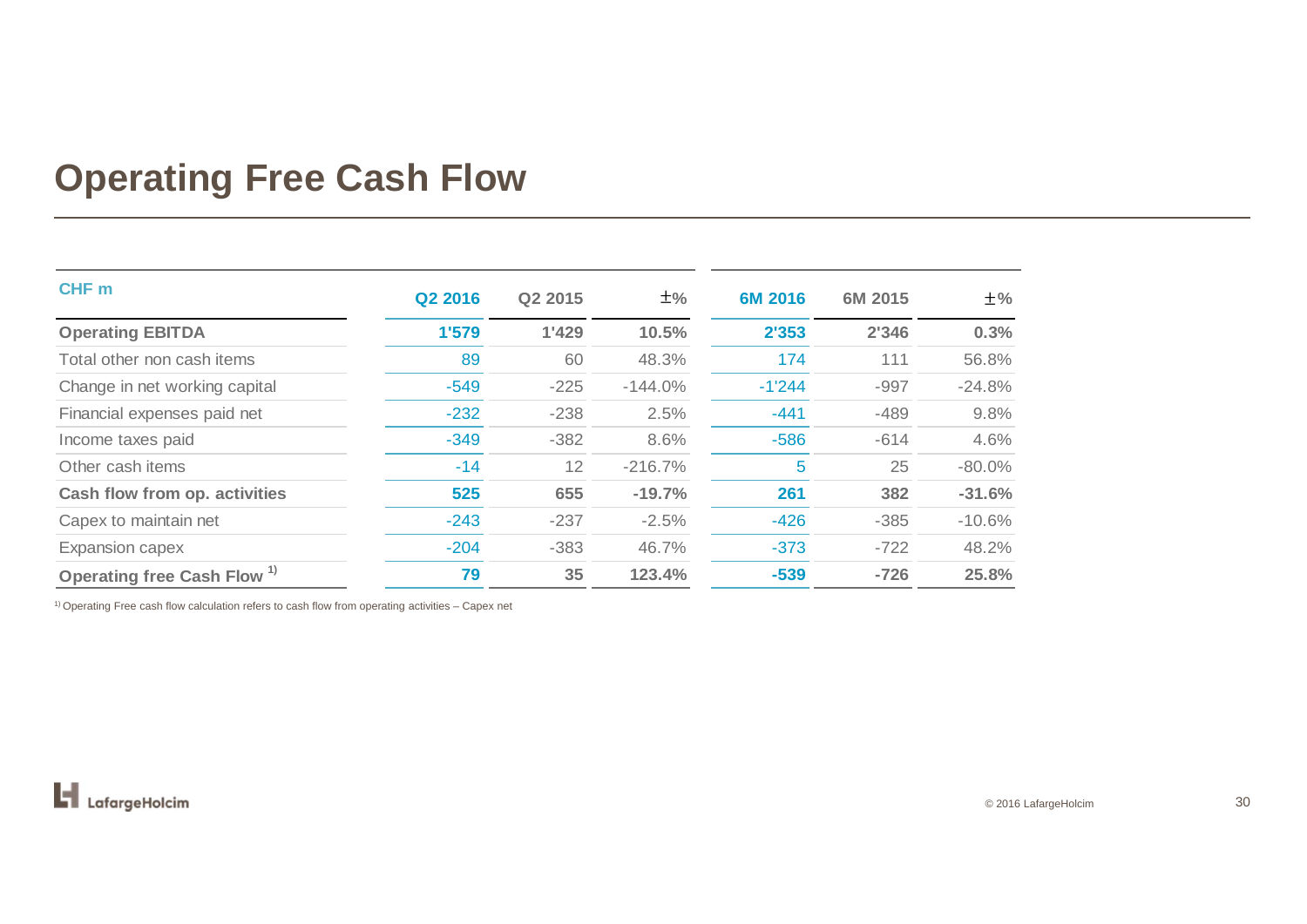# Operating Free Cash Flow

| CHF m | Q2 2016 | Q2 2015 | ±% | 6M 2016 | 6M 2015 | ±% |
|---|---|---|---|---|---|---|
| **Operating EBITDA** | **1'579** | **1'429** | **10.5%** | **2'353** | **2'346** | **0.3%** |
| Total other non cash items | 89 | 60 | 48.3% | 174 | 111 | 56.8% |
| Change in net working capital | -549 | -225 | -144.0% | -1'244 | -997 | -24.8% |
| Financial expenses paid net | -232 | -238 | 2.5% | -441 | -489 | 9.8% |
| Income taxes paid | -349 | -382 | 8.6% | -586 | -614 | 4.6% |
| Other cash items | -14 | 12 | -216.7% | 5 | 25 | -80.0% |
| **Cash flow from op. activities** | **525** | **655** | **-19.7%** | **261** | **382** | **-31.6%** |
| Capex to maintain net | -243 | -237 | -2.5% | -426 | -385 | -10.6% |
| Expansion capex | -204 | -383 | 46.7% | -373 | -722 | 48.2% |
| **Operating free Cash Flow [1)]** | **79** | **35** | **123.4%** | **-539** | **-726** | **25.8%** |

[1)] Operating Free cash flow calculation refers to cash flow from operating activities – Capex net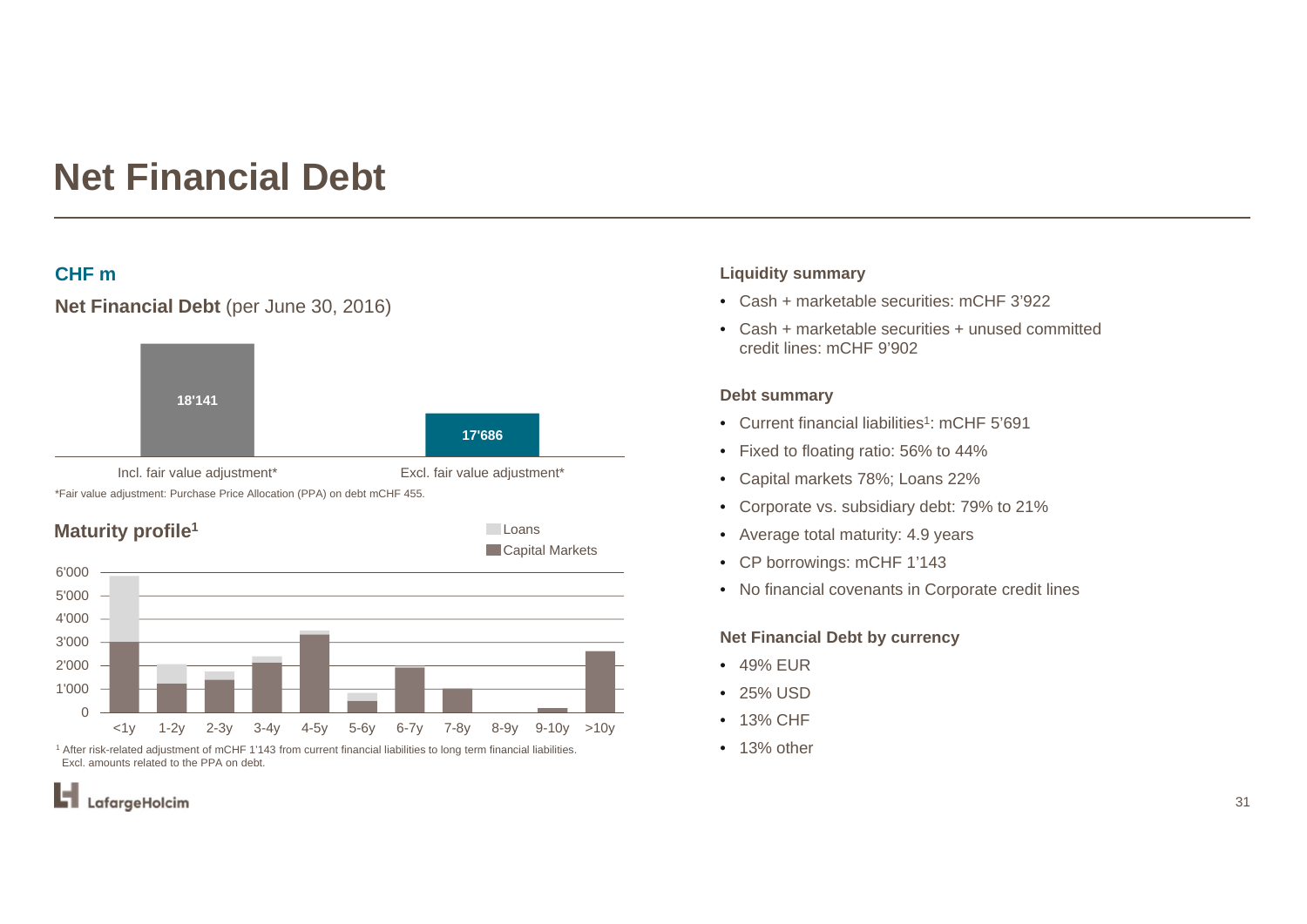# Net Financial Debt

**CHF m**

**Net Financial Debt** (per June 30, 2016)

| Incl. fair value adjustment* | Excl. fair value adjustment* |
|---|---|
| 18'141 | 17'686 |

*Fair value adjustment: Purchase Price Allocation (PPA) on debt mCHF 455.

## Maturity profile[1]

Loans
Capital Markets

6'000
5'000
4'000
3'000
2'000
1'000
0

<1y 1-2y 2-3y 3-4y 4-5y 5-6y 6-7y 7-8y 8-9y 9-10y >10y

[1] After risk-related adjustment of mCHF 1'143 from current financial liabilities to long term financial liabilities. Excl. amounts related to the PPA on debt.

**Liquidity summary**

- Cash + marketable securities: mCHF 3'922
- Cash + marketable securities + unused committed credit lines: mCHF 9'902

**Debt summary**

- Current financial liabilities[1]: mCHF 5'691
- Fixed to floating ratio: 56% to 44%
- Capital markets 78%; Loans 22%
- Corporate vs. subsidiary debt: 79% to 21%
- Average total maturity: 4.9 years
- CP borrowings: mCHF 1'143
- No financial covenants in Corporate credit lines

**Net Financial Debt by currency**

- 49% EUR
- 25% USD
- 13% CHF
- 13% other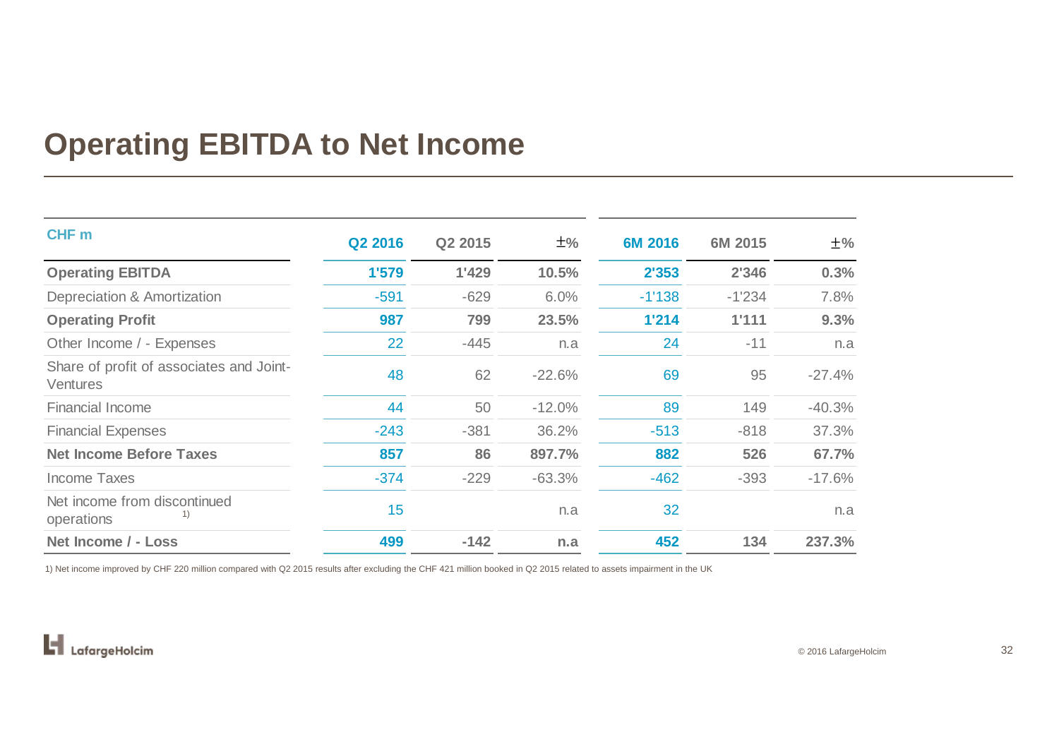# Operating EBITDA to Net Income

| CHF m | Q2 2016 | Q2 2015 | ±% | 6M 2016 | 6M 2015 | ±% |
|---|---|---|---|---|---|---|
| **Operating EBITDA** | **1'579** | **1'429** | **10.5%** | **2'353** | **2'346** | **0.3%** |
| Depreciation & Amortization | -591 | -629 | 6.0% | -1'138 | -1'234 | 7.8% |
| **Operating Profit** | **987** | **799** | **23.5%** | **1'214** | **1'111** | **9.3%** |
| Other Income / - Expenses | 22 | -445 | n.a | 24 | -11 | n.a |
| Share of profit of associates and Joint-Ventures | 48 | 62 | -22.6% | 69 | 95 | -27.4% |
| Financial Income | 44 | 50 | -12.0% | 89 | 149 | -40.3% |
| Financial Expenses | -243 | -381 | 36.2% | -513 | -818 | 37.3% |
| **Net Income Before Taxes** | **857** | **86** | **897.7%** | **882** | **526** | **67.7%** |
| Income Taxes | -374 | -229 | -63.3% | -462 | -393 | -17.6% |
| Net income from discontinued operations [1) | 15 | | n.a | 32 | | n.a |
| **Net Income / - Loss** | **499** | **-142** | **n.a** | **452** | **134** | **237.3%** |

1) Net income improved by CHF 220 million compared with Q2 2015 results after excluding the CHF 421 million booked in Q2 2015 related to assets impairment in the UK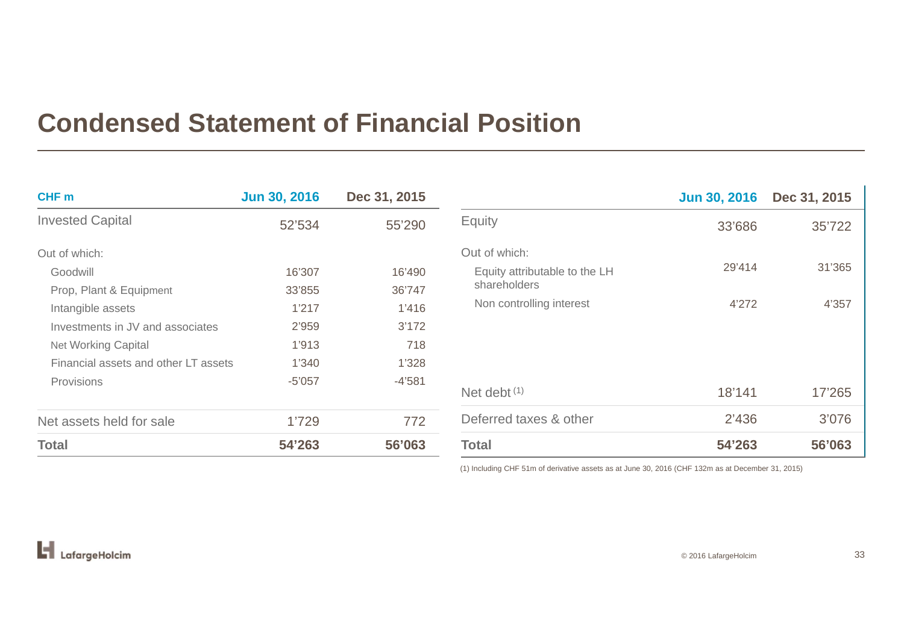# Condensed Statement of Financial Position

| CHF m | Jun 30, 2016 | Dec 31, 2015 |
|---|---|---|
| Invested Capital | 52'534 | 55'290 |
| Out of which: | | |
| Goodwill | 16'307 | 16'490 |
| Prop, Plant & Equipment | 33'855 | 36'747 |
| Intangible assets | 1'217 | 1'416 |
| Investments in JV and associates | 2'959 | 3'172 |
| Net Working Capital | 1'913 | 718 |
| Financial assets and other LT assets | 1'340 | 1'328 |
| Provisions | -5'057 | -4'581 |
| Net assets held for sale | 1'729 | 772 |
| **Total** | **54'263** | **56'063** |

| | Jun 30, 2016 | Dec 31, 2015 |
|---|---|---|
| Equity | 33'686 | 35'722 |
| Out of which: | | |
| Equity attributable to the LH shareholders | 29'414 | 31'365 |
| Non controlling interest | 4'272 | 4'357 |
| Net debt (1) | 18'141 | 17'265 |
| Deferred taxes & other | 2'436 | 3'076 |
| **Total** | **54'263** | **56'063** |

(1) Including CHF 51m of derivative assets as at June 30, 2016 (CHF 132m as at December 31, 2015)

© 2016 LafargeHolcim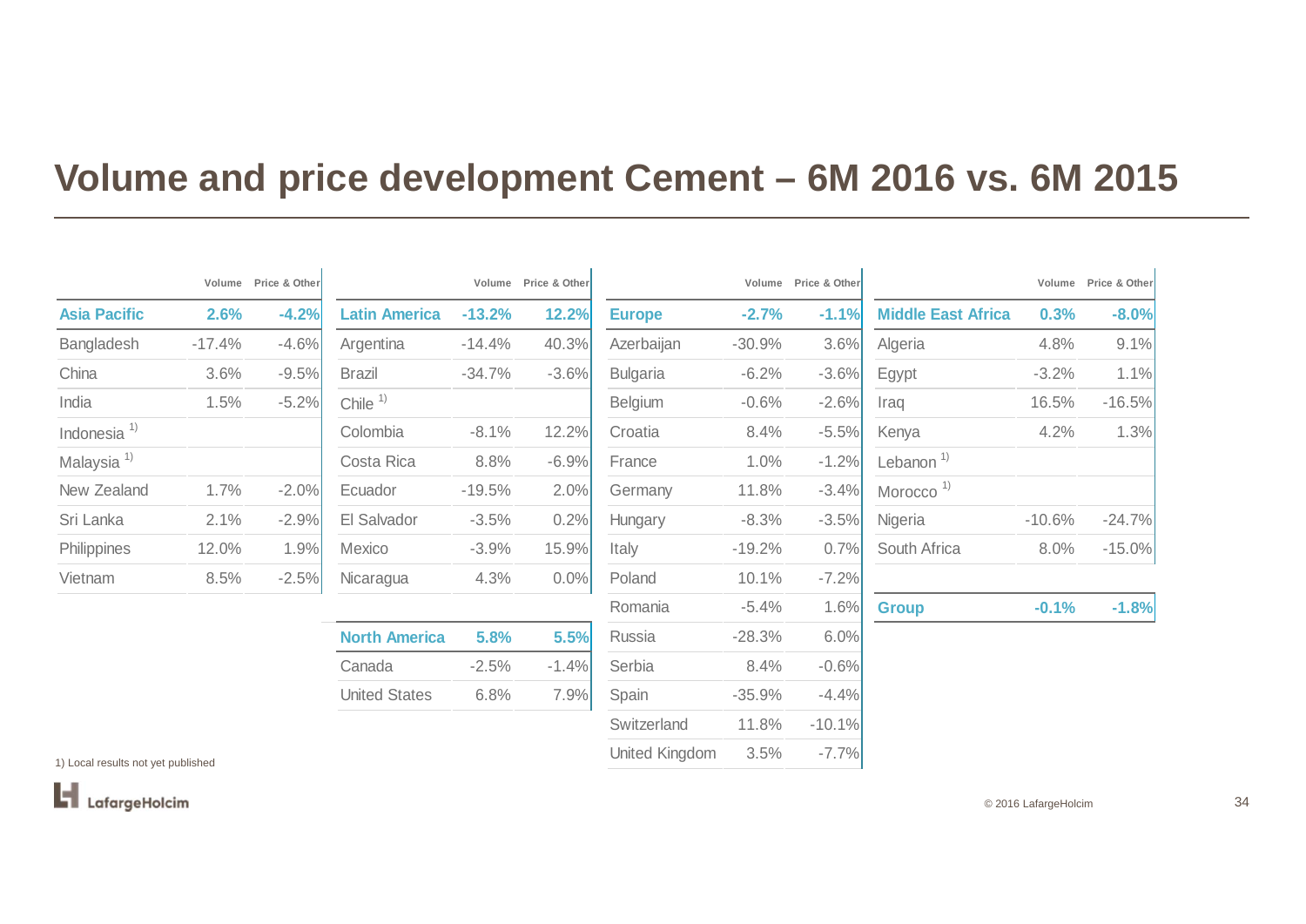# Volume and price development Cement – 6M 2016 vs. 6M 2015

| | Volume | Price & Other |
|---|---|---|
| **Asia Pacific** | **2.6%** | **-4.2%** |
| Bangladesh | -17.4% | -4.6% |
| China | 3.6% | -9.5% |
| India | 1.5% | -5.2% |
| Indonesia [1] | | |
| Malaysia [1] | | |
| New Zealand | 1.7% | -2.0% |
| Sri Lanka | 2.1% | -2.9% |
| Philippines | 12.0% | 1.9% |
| Vietnam | 8.5% | -2.5% |

| | Volume | Price & Other |
|---|---|---|
| **Latin America** | **-13.2%** | **12.2%** |
| Argentina | -14.4% | 40.3% |
| Brazil | -34.7% | -3.6% |
| Chile [1] | | |
| Colombia | -8.1% | 12.2% |
| Costa Rica | 8.8% | -6.9% |
| Ecuador | -19.5% | 2.0% |
| El Salvador | -3.5% | 0.2% |
| Mexico | -3.9% | 15.9% |
| Nicaragua | 4.3% | 0.0% |

| | Volume | Price & Other |
|---|---|---|
| **North America** | **5.8%** | **5.5%** |
| Canada | -2.5% | -1.4% |
| United States | 6.8% | 7.9% |

| | Volume | Price & Other |
|---|---|---|
| **Europe** | **-2.7%** | **-1.1%** |
| Azerbaijan | -30.9% | 3.6% |
| Bulgaria | -6.2% | -3.6% |
| Belgium | -0.6% | -2.6% |
| Croatia | 8.4% | -5.5% |
| France | 1.0% | -1.2% |
| Germany | 11.8% | -3.4% |
| Hungary | -8.3% | -3.5% |
| Italy | -19.2% | 0.7% |
| Poland | 10.1% | -7.2% |
| Romania | -5.4% | 1.6% |
| Russia | -28.3% | 6.0% |
| Serbia | 8.4% | -0.6% |
| Spain | -35.9% | -4.4% |
| Switzerland | 11.8% | -10.1% |
| United Kingdom | 3.5% | -7.7% |

| | Volume | Price & Other |
|---|---|---|
| **Middle East Africa** | **0.3%** | **-8.0%** |
| Algeria | 4.8% | 9.1% |
| Egypt | -3.2% | 1.1% |
| Iraq | 16.5% | -16.5% |
| Kenya | 4.2% | 1.3% |
| Lebanon [1] | | |
| Morocco [1] | | |
| Nigeria | -10.6% | -24.7% |
| South Africa | 8.0% | -15.0% |

| | Volume | Price & Other |
|---|---|---|
| **Group** | **-0.1%** | **-1.8%** |

1) Local results not yet published

© 2016 LafargeHolcim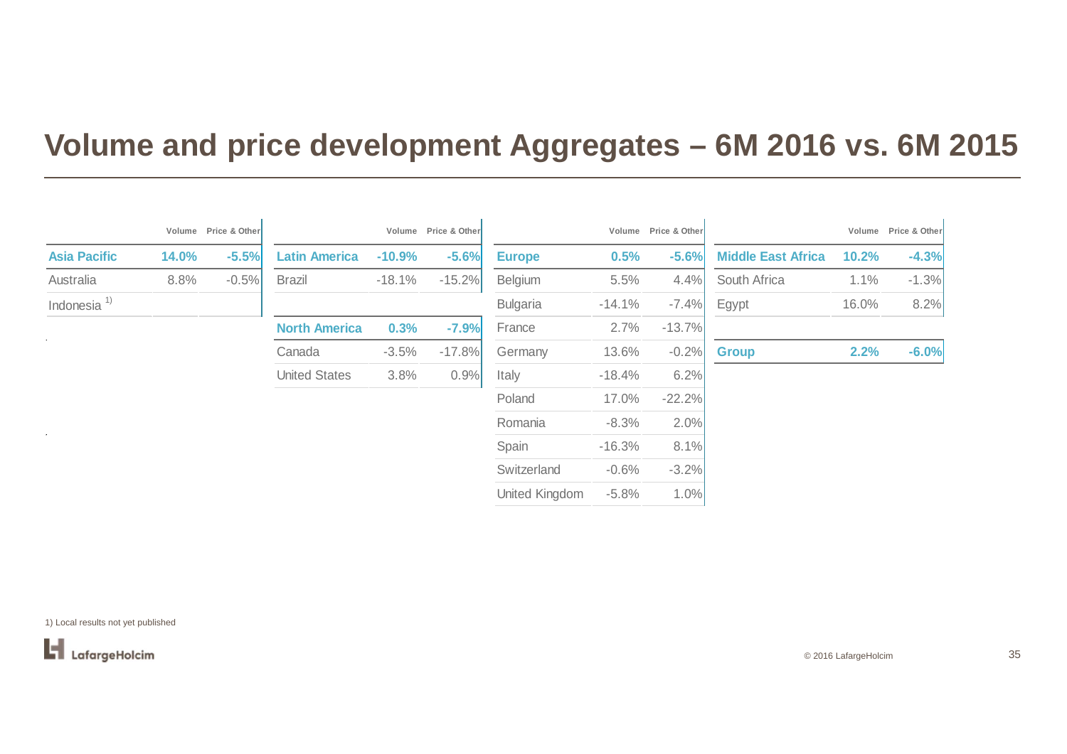# Volume and price development Aggregates – 6M 2016 vs. 6M 2015

| | Volume | Price & Other |
|---|---|---|
| **Asia Pacific** | **14.0%** | **-5.5%** |
| Australia | 8.8% | -0.5% |
| Indonesia [1] | | |

| | Volume | Price & Other |
|---|---|---|
| **Latin America** | **-10.9%** | **-5.6%** |
| Brazil | -18.1% | -15.2% |
| **North America** | **0.3%** | **-7.9%** |
| Canada | -3.5% | -17.8% |
| United States | 3.8% | 0.9% |

| | Volume | Price & Other |
|---|---|---|
| **Europe** | **0.5%** | **-5.6%** |
| Belgium | 5.5% | 4.4% |
| Bulgaria | -14.1% | -7.4% |
| France | 2.7% | -13.7% |
| Germany | 13.6% | -0.2% |
| Italy | -18.4% | 6.2% |
| Poland | 17.0% | -22.2% |
| Romania | -8.3% | 2.0% |
| Spain | -16.3% | 8.1% |
| Switzerland | -0.6% | -3.2% |
| United Kingdom | -5.8% | 1.0% |

| | Volume | Price & Other |
|---|---|---|
| **Middle East Africa** | **10.2%** | **-4.3%** |
| South Africa | 1.1% | -1.3% |
| Egypt | 16.0% | 8.2% |
| **Group** | **2.2%** | **-6.0%** |

1) Local results not yet published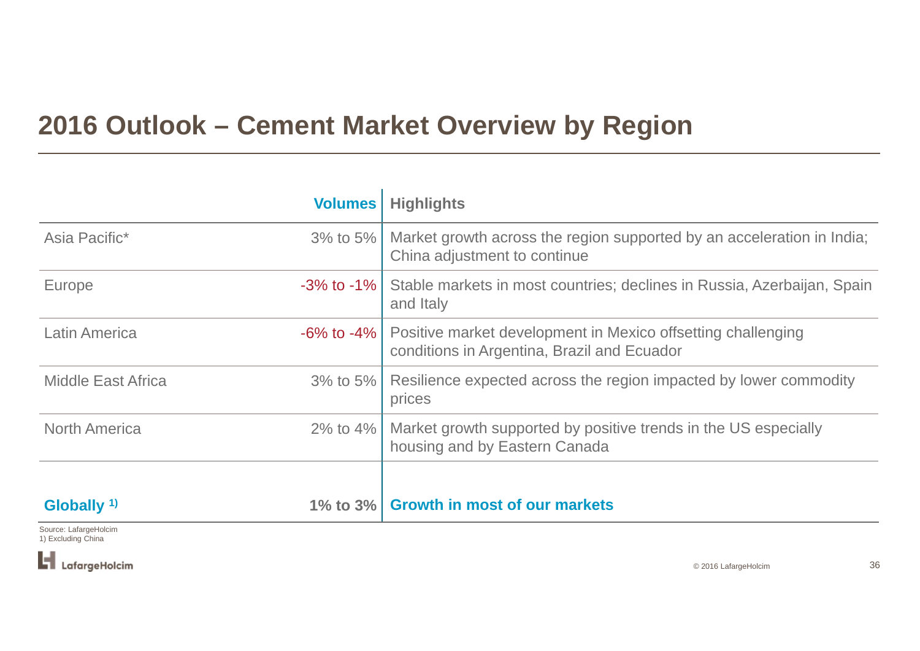# 2016 Outlook – Cement Market Overview by Region

| | Volumes | Highlights |
|---|---|---|
| Asia Pacific* | 3% to 5% | Market growth across the region supported by an acceleration in India; China adjustment to continue |
| Europe | -3% to -1% | Stable markets in most countries; declines in Russia, Azerbaijan, Spain and Italy |
| Latin America | -6% to -4% | Positive market development in Mexico offsetting challenging conditions in Argentina, Brazil and Ecuador |
| Middle East Africa | 3% to 5% | Resilience expected across the region impacted by lower commodity prices |
| North America | 2% to 4% | Market growth supported by positive trends in the US especially housing and by Eastern Canada |
| **Globally [1)]** | **1% to 3%** | **Growth in most of our markets** |

Source: LafargeHolcim
1) Excluding China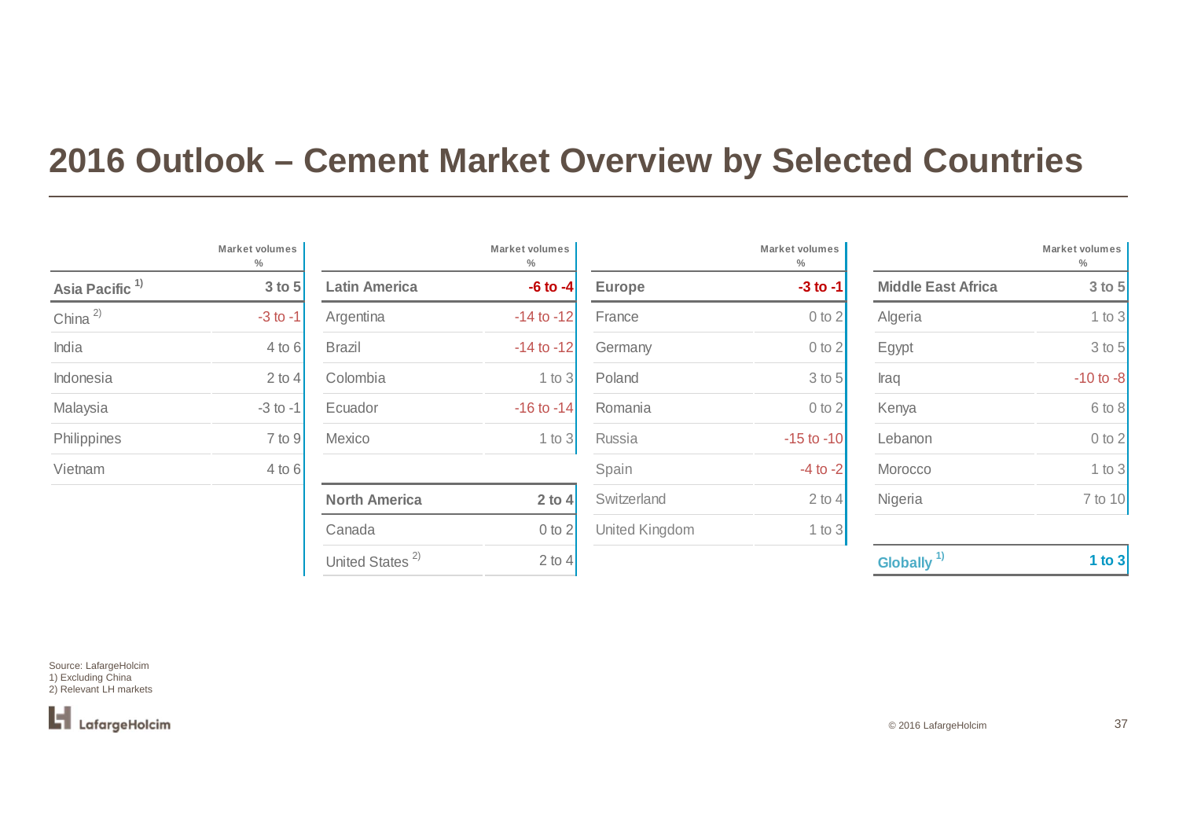# 2016 Outlook – Cement Market Overview by Selected Countries

| | Market volumes % |
|---|---|
| **Asia Pacific [1)]** | **3 to 5** |
| China [2)] | -3 to -1 |
| India | 4 to 6 |
| Indonesia | 2 to 4 |
| Malaysia | -3 to -1 |
| Philippines | 7 to 9 |
| Vietnam | 4 to 6 |

| | Market volumes % |
|---|---|
| **Latin America** | **-6 to -4** |
| Argentina | -14 to -12 |
| Brazil | -14 to -12 |
| Colombia | 1 to 3 |
| Ecuador | -16 to -14 |
| Mexico | 1 to 3 |

| | Market volumes % |
|---|---|
| **North America** | **2 to 4** |
| Canada | 0 to 2 |
| United States [2)] | 2 to 4 |

| | Market volumes % |
|---|---|
| **Europe** | **-3 to -1** |
| France | 0 to 2 |
| Germany | 0 to 2 |
| Poland | 3 to 5 |
| Romania | 0 to 2 |
| Russia | -15 to -10 |
| Spain | -4 to -2 |
| Switzerland | 2 to 4 |
| United Kingdom | 1 to 3 |

| | Market volumes % |
|---|---|
| **Middle East Africa** | **3 to 5** |
| Algeria | 1 to 3 |
| Egypt | 3 to 5 |
| Iraq | -10 to -8 |
| Kenya | 6 to 8 |
| Lebanon | 0 to 2 |
| Morocco | 1 to 3 |
| Nigeria | 7 to 10 |

| | Market volumes % |
|---|---|
| **Globally [1)]** | **1 to 3** |

Source: LafargeHolcim
1) Excluding China
2) Relevant LH markets

© 2016 LafargeHolcim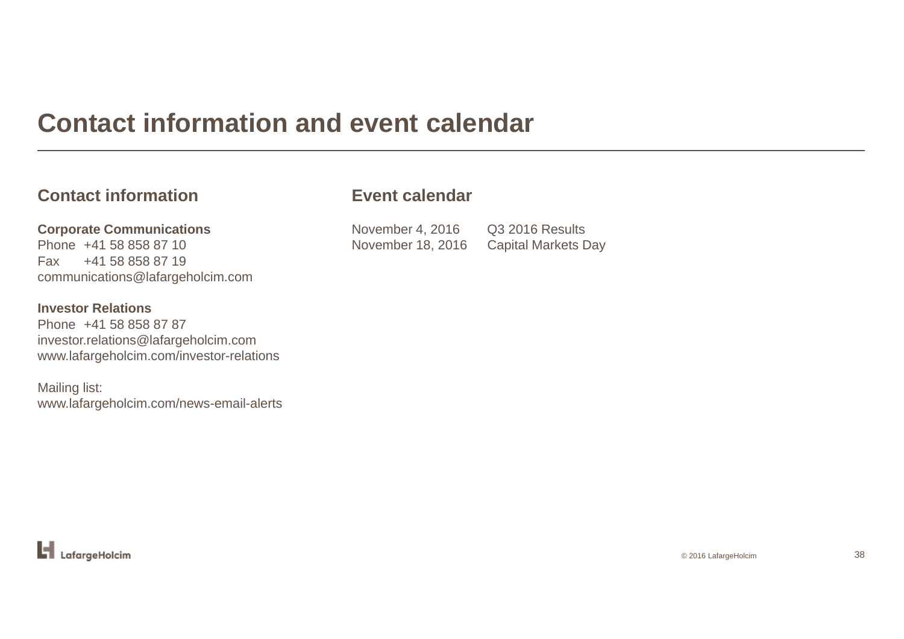# Contact information and event calendar

## Contact information

**Corporate Communications**
Phone +41 58 858 87 10
Fax +41 58 858 87 19
communications@lafargeholcim.com

**Investor Relations**
Phone +41 58 858 87 87
investor.relations@lafargeholcim.com
www.lafargeholcim.com/investor-relations

Mailing list:
www.lafargeholcim.com/news-email-alerts

## Event calendar

| | |
|---|---|
| November 4, 2016 | Q3 2016 Results |
| November 18, 2016 | Capital Markets Day |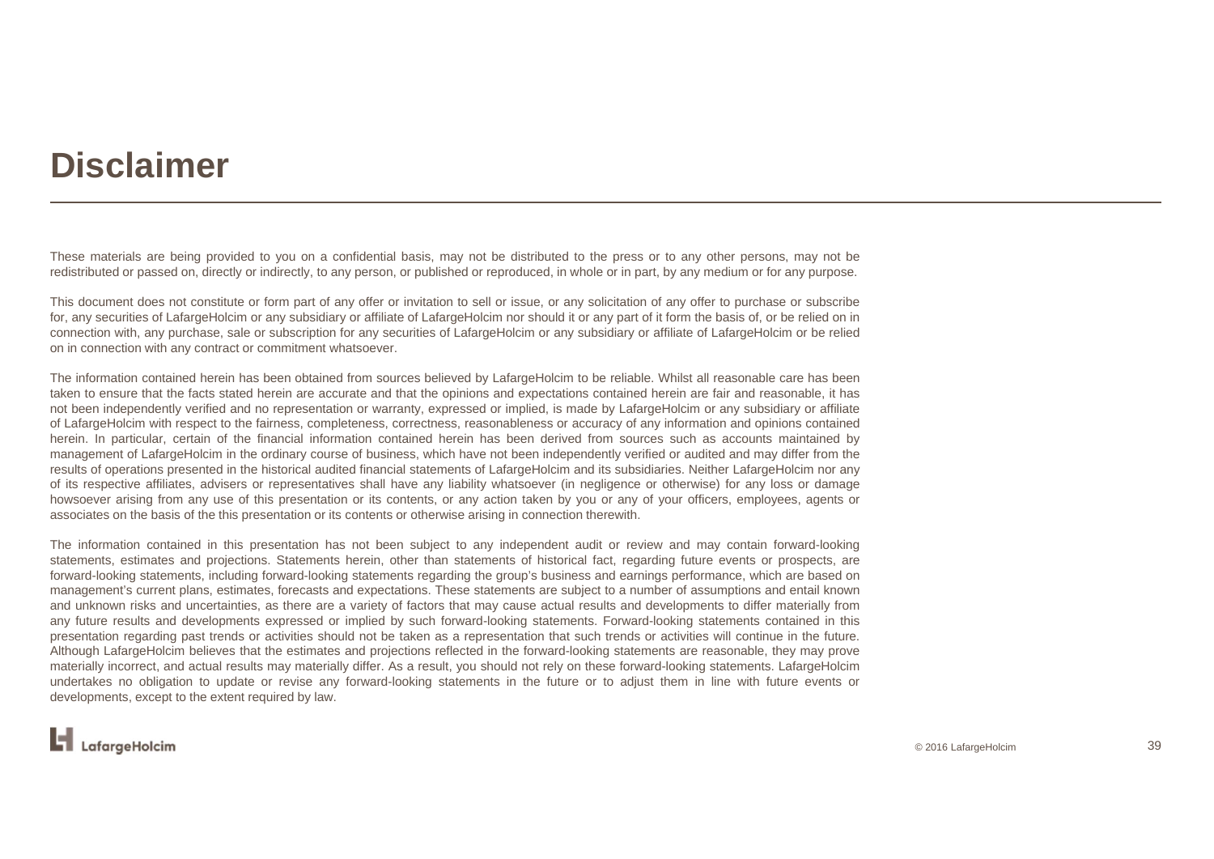# Disclaimer

These materials are being provided to you on a confidential basis, may not be distributed to the press or to any other persons, may not be redistributed or passed on, directly or indirectly, to any person, or published or reproduced, in whole or in part, by any medium or for any purpose.

This document does not constitute or form part of any offer or invitation to sell or issue, or any solicitation of any offer to purchase or subscribe for, any securities of LafargeHolcim or any subsidiary or affiliate of LafargeHolcim nor should it or any part of it form the basis of, or be relied on in connection with, any purchase, sale or subscription for any securities of LafargeHolcim or any subsidiary or affiliate of LafargeHolcim or be relied on in connection with any contract or commitment whatsoever.

The information contained herein has been obtained from sources believed by LafargeHolcim to be reliable. Whilst all reasonable care has been taken to ensure that the facts stated herein are accurate and that the opinions and expectations contained herein are fair and reasonable, it has not been independently verified and no representation or warranty, expressed or implied, is made by LafargeHolcim or any subsidiary or affiliate of LafargeHolcim with respect to the fairness, completeness, correctness, reasonableness or accuracy of any information and opinions contained herein. In particular, certain of the financial information contained herein has been derived from sources such as accounts maintained by management of LafargeHolcim in the ordinary course of business, which have not been independently verified or audited and may differ from the results of operations presented in the historical audited financial statements of LafargeHolcim and its subsidiaries. Neither LafargeHolcim nor any of its respective affiliates, advisers or representatives shall have any liability whatsoever (in negligence or otherwise) for any loss or damage howsoever arising from any use of this presentation or its contents, or any action taken by you or any of your officers, employees, agents or associates on the basis of the this presentation or its contents or otherwise arising in connection therewith.

The information contained in this presentation has not been subject to any independent audit or review and may contain forward-looking statements, estimates and projections. Statements herein, other than statements of historical fact, regarding future events or prospects, are forward-looking statements, including forward-looking statements regarding the group's business and earnings performance, which are based on management's current plans, estimates, forecasts and expectations. These statements are subject to a number of assumptions and entail known and unknown risks and uncertainties, as there are a variety of factors that may cause actual results and developments to differ materially from any future results and developments expressed or implied by such forward-looking statements. Forward-looking statements contained in this presentation regarding past trends or activities should not be taken as a representation that such trends or activities will continue in the future. Although LafargeHolcim believes that the estimates and projections reflected in the forward-looking statements are reasonable, they may prove materially incorrect, and actual results may materially differ. As a result, you should not rely on these forward-looking statements. LafargeHolcim undertakes no obligation to update or revise any forward-looking statements in the future or to adjust them in line with future events or developments, except to the extent required by law.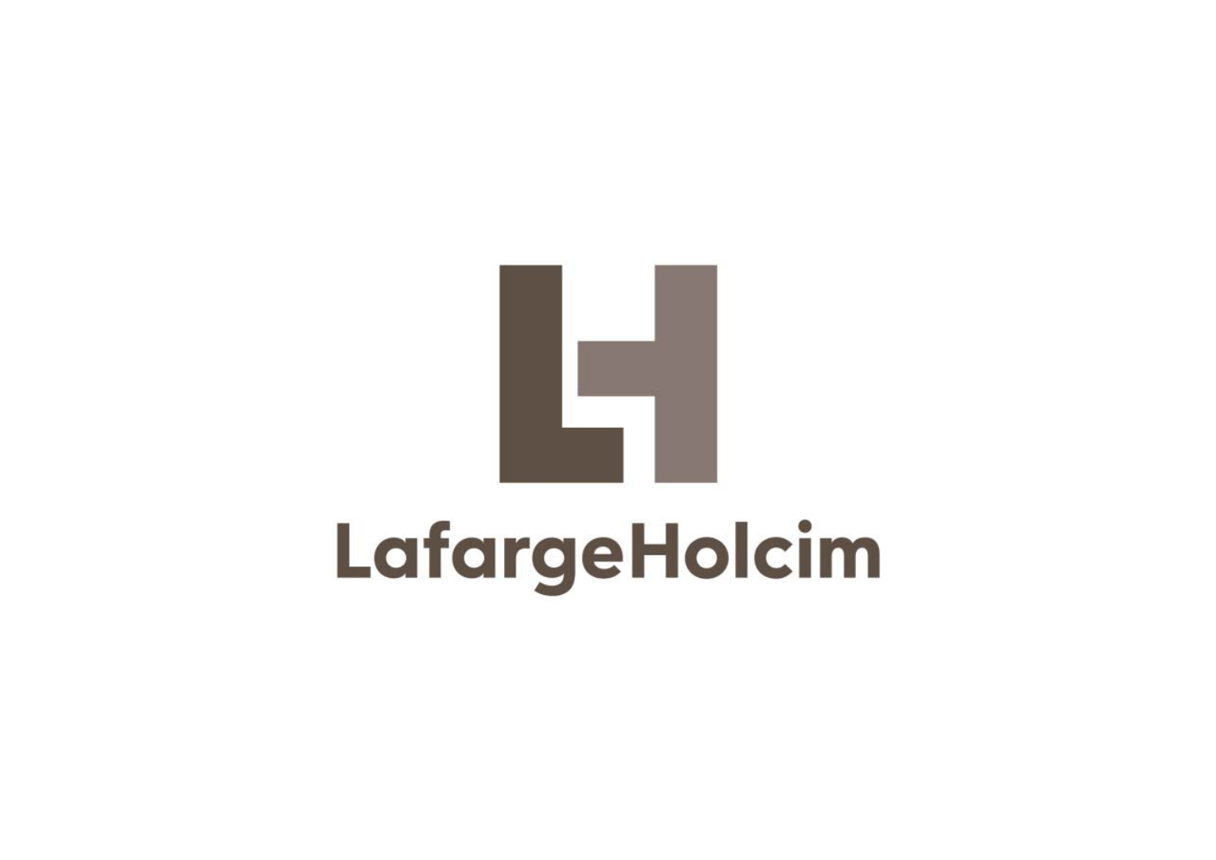LafargeHolcim